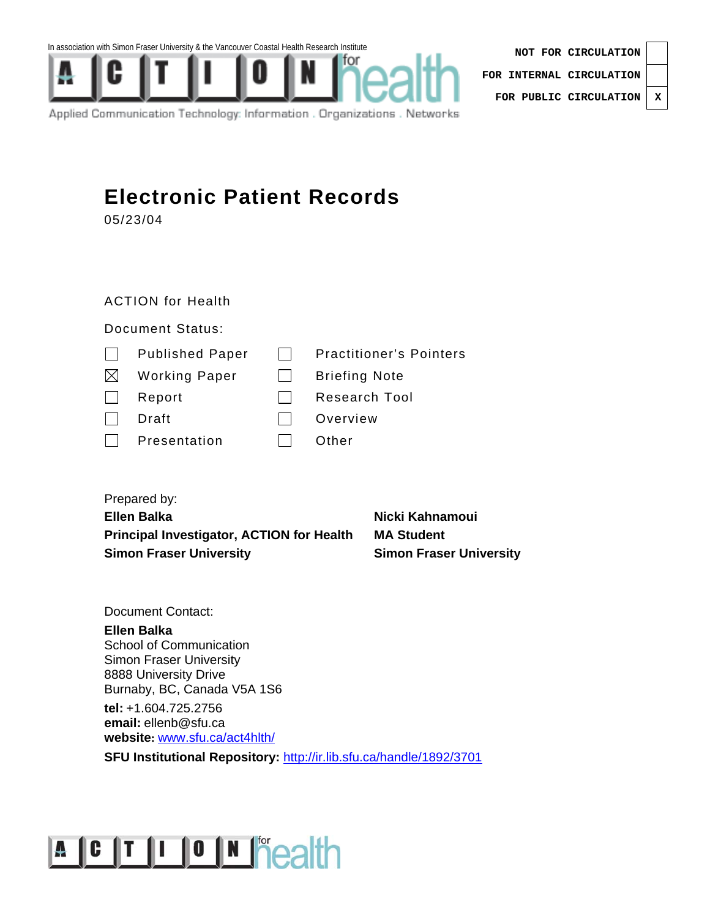In association with Simon Fraser University & the Vancouver Coastal Health Research Institute

ACTION for health

Applied Communication Technology: Information . Organizations . Networks

| | |
|---|---|
| NOT FOR CIRCULATION | |
| FOR INTERNAL CIRCULATION | |
| FOR PUBLIC CIRCULATION | X |

# Electronic Patient Records

05/23/04

ACTION for Health

Document Status:

| | | | |
|---|---|---|---|
| ☐ | Published Paper | ☐ | Practitioner's Pointers |
| ☒ | Working Paper | ☐ | Briefing Note |
| ☐ | Report | ☐ | Research Tool |
| ☐ | Draft | ☐ | Overview |
| ☐ | Presentation | ☐ | Other |

Prepared by:

**Ellen Balka**
**Principal Investigator, ACTION for Health**
**Simon Fraser University**

**Nicki Kahnamoui**
**MA Student**
**Simon Fraser University**

Document Contact:

**Ellen Balka**
School of Communication
Simon Fraser University
8888 University Drive
Burnaby, BC, Canada V5A 1S6

**tel:** +1.604.725.2756
**email:** ellenb@sfu.ca
**website:** www.sfu.ca/act4hlth/

**SFU Institutional Repository:** http://ir.lib.sfu.ca/handle/1892/3701

ACTION for health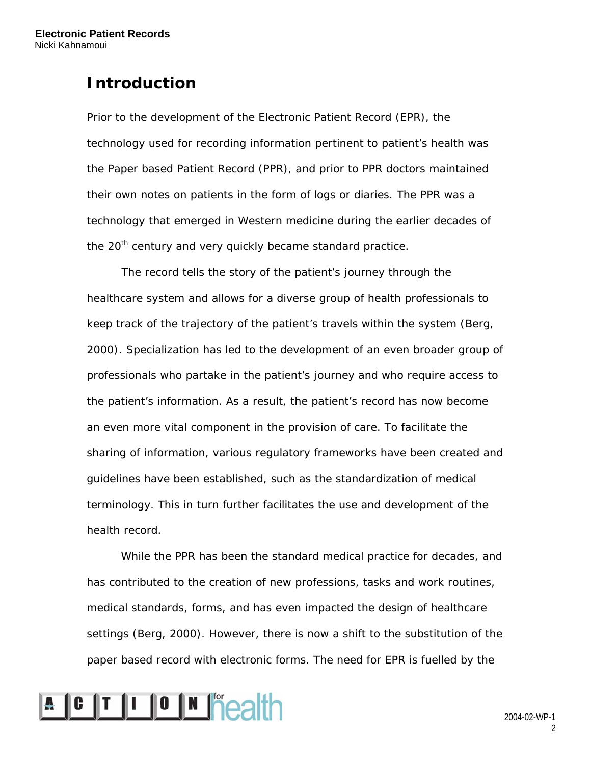# Introduction

Prior to the development of the Electronic Patient Record (EPR), the technology used for recording information pertinent to patient's health was the Paper based Patient Record (PPR), and prior to PPR doctors maintained their own notes on patients in the form of logs or diaries. The PPR was a technology that emerged in Western medicine during the earlier decades of the 20th century and very quickly became standard practice.

The record tells the story of the patient's journey through the healthcare system and allows for a diverse group of health professionals to keep track of the trajectory of the patient's travels within the system (Berg, 2000). Specialization has led to the development of an even broader group of professionals who partake in the patient's journey and who require access to the patient's information. As a result, the patient's record has now become an even more vital component in the provision of care. To facilitate the sharing of information, various regulatory frameworks have been created and guidelines have been established, such as the standardization of medical terminology. This in turn further facilitates the use and development of the health record.

While the PPR has been the standard medical practice for decades, and has contributed to the creation of new professions, tasks and work routines, medical standards, forms, and has even impacted the design of healthcare settings (Berg, 2000). However, there is now a shift to the substitution of the paper based record with electronic forms. The need for EPR is fuelled by the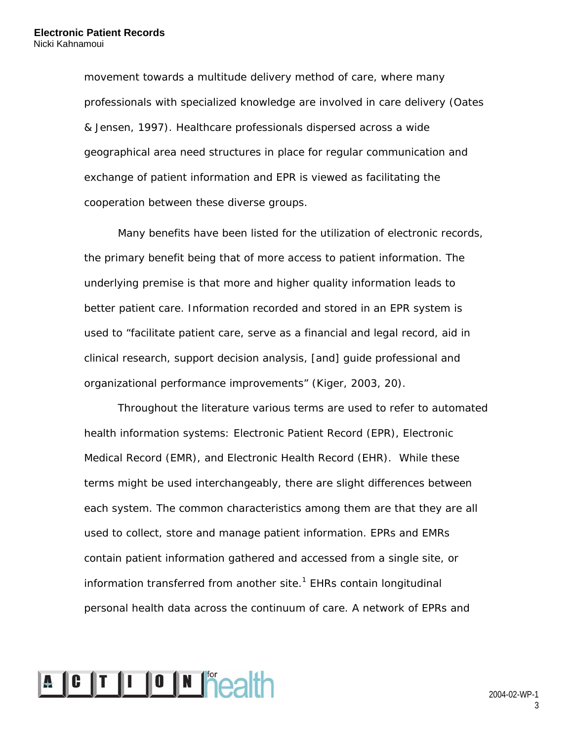movement towards a multitude delivery method of care, where many professionals with specialized knowledge are involved in care delivery (Oates & Jensen, 1997). Healthcare professionals dispersed across a wide geographical area need structures in place for regular communication and exchange of patient information and EPR is viewed as facilitating the cooperation between these diverse groups.

Many benefits have been listed for the utilization of electronic records, the primary benefit being that of more access to patient information. The underlying premise is that more and higher quality information leads to better patient care. Information recorded and stored in an EPR system is used to "facilitate patient care, serve as a financial and legal record, aid in clinical research, support decision analysis, [and] guide professional and organizational performance improvements" (Kiger, 2003, 20).

Throughout the literature various terms are used to refer to automated health information systems: Electronic Patient Record (EPR), Electronic Medical Record (EMR), and Electronic Health Record (EHR). While these terms might be used interchangeably, there are slight differences between each system. The common characteristics among them are that they are all used to collect, store and manage patient information. EPRs and EMRs contain patient information gathered and accessed from a single site, or information transferred from another site.[1] EHRs contain longitudinal personal health data across the continuum of care. A network of EPRs and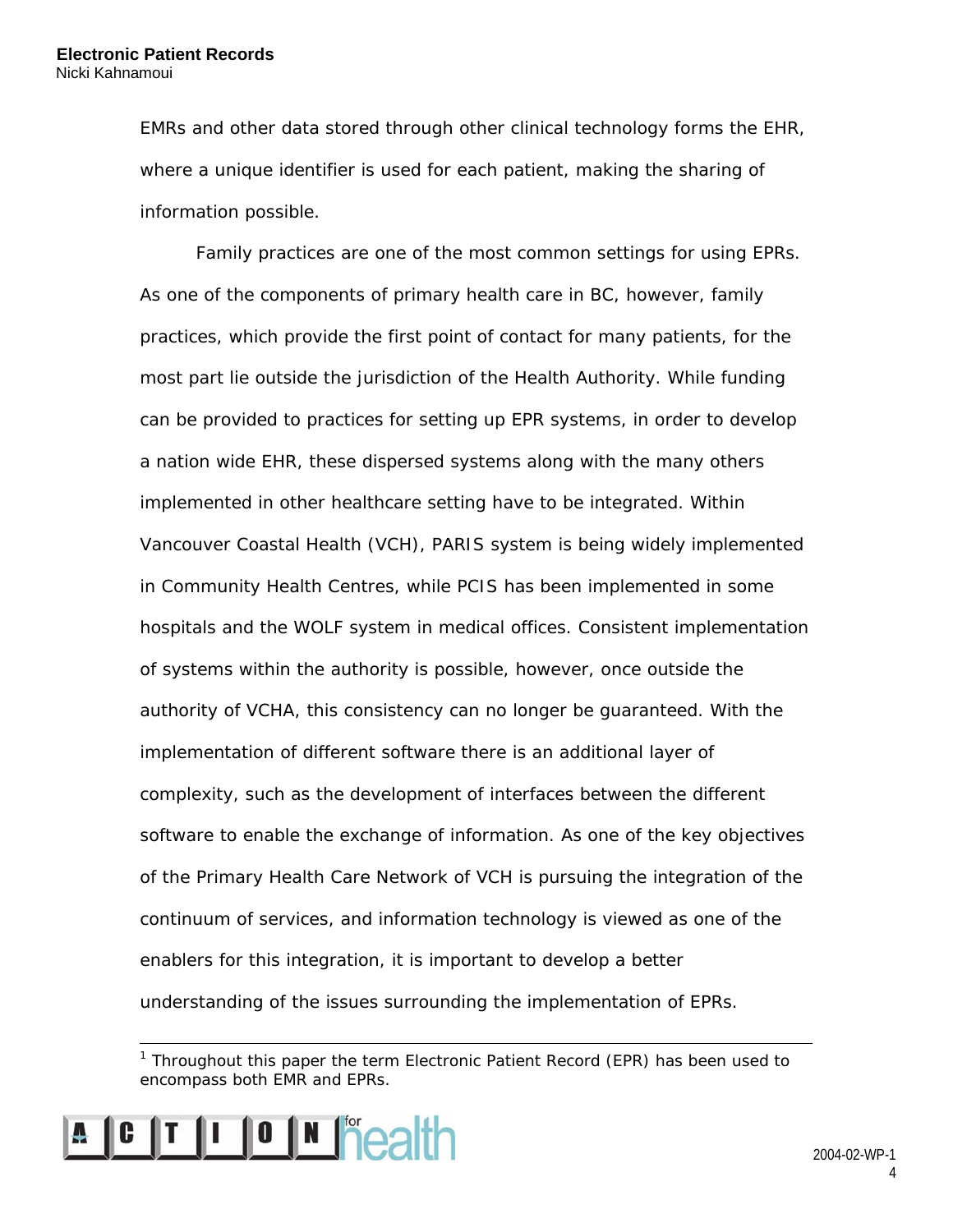EMRs and other data stored through other clinical technology forms the EHR, where a unique identifier is used for each patient, making the sharing of information possible.

Family practices are one of the most common settings for using EPRs. As one of the components of primary health care in BC, however, family practices, which provide the first point of contact for many patients, for the most part lie outside the jurisdiction of the Health Authority. While funding can be provided to practices for setting up EPR systems, in order to develop a nation wide EHR, these dispersed systems along with the many others implemented in other healthcare setting have to be integrated. Within Vancouver Coastal Health (VCH), PARIS system is being widely implemented in Community Health Centres, while PCIS has been implemented in some hospitals and the WOLF system in medical offices. Consistent implementation of systems within the authority is possible, however, once outside the authority of VCHA, this consistency can no longer be guaranteed. With the implementation of different software there is an additional layer of complexity, such as the development of interfaces between the different software to enable the exchange of information. As one of the key objectives of the Primary Health Care Network of VCH is pursuing the integration of the continuum of services, and information technology is viewed as one of the enablers for this integration, it is important to develop a better understanding of the issues surrounding the implementation of EPRs.

---

[1] Throughout this paper the term Electronic Patient Record (EPR) has been used to encompass both EMR and EPRs.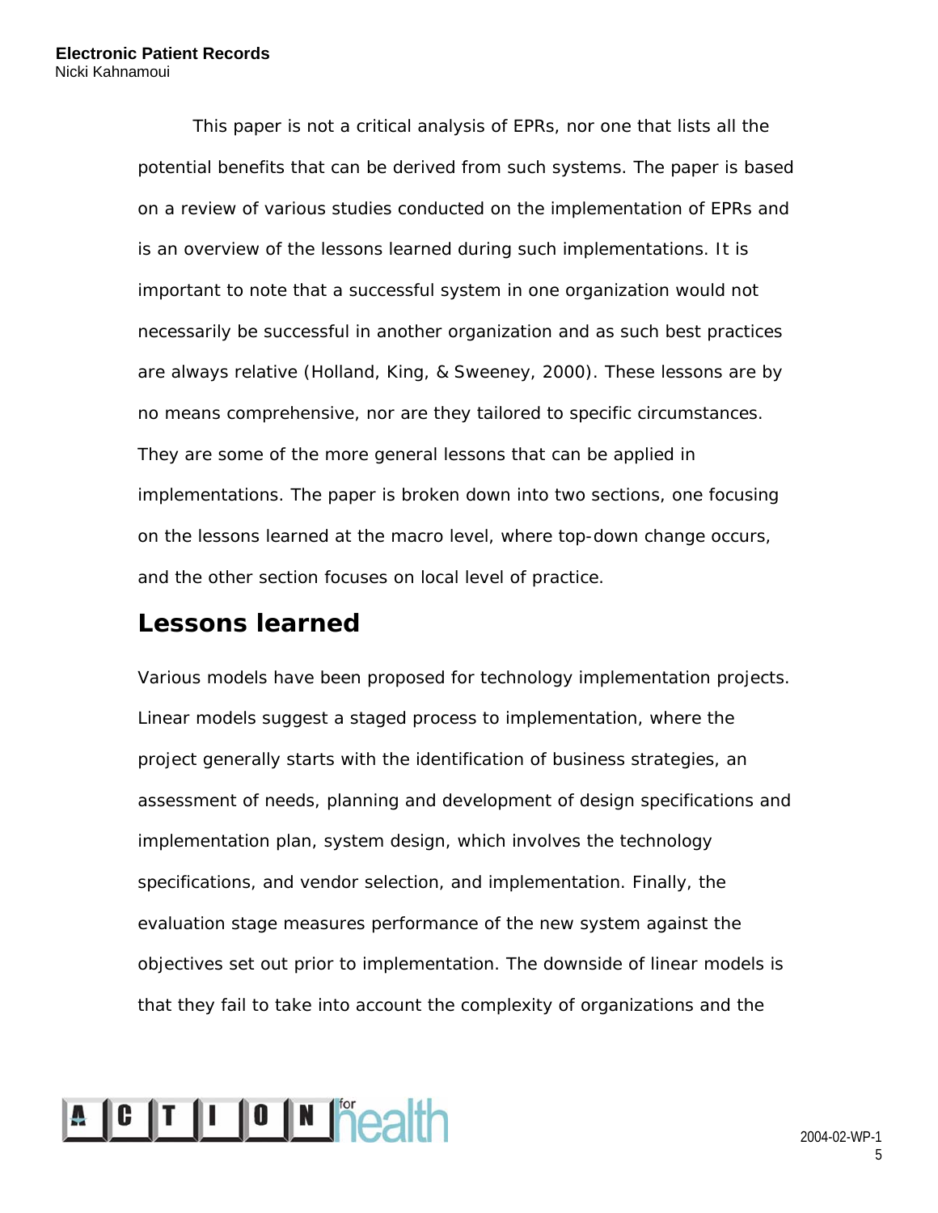This paper is not a critical analysis of EPRs, nor one that lists all the potential benefits that can be derived from such systems. The paper is based on a review of various studies conducted on the implementation of EPRs and is an overview of the lessons learned during such implementations. It is important to note that a successful system in one organization would not necessarily be successful in another organization and as such best practices are always relative (Holland, King, & Sweeney, 2000). These lessons are by no means comprehensive, nor are they tailored to specific circumstances. They are some of the more general lessons that can be applied in implementations. The paper is broken down into two sections, one focusing on the lessons learned at the macro level, where top-down change occurs, and the other section focuses on local level of practice.

## Lessons learned

Various models have been proposed for technology implementation projects. Linear models suggest a staged process to implementation, where the project generally starts with the identification of business strategies, an assessment of needs, planning and development of design specifications and implementation plan, system design, which involves the technology specifications, and vendor selection, and implementation. Finally, the evaluation stage measures performance of the new system against the objectives set out prior to implementation. The downside of linear models is that they fail to take into account the complexity of organizations and the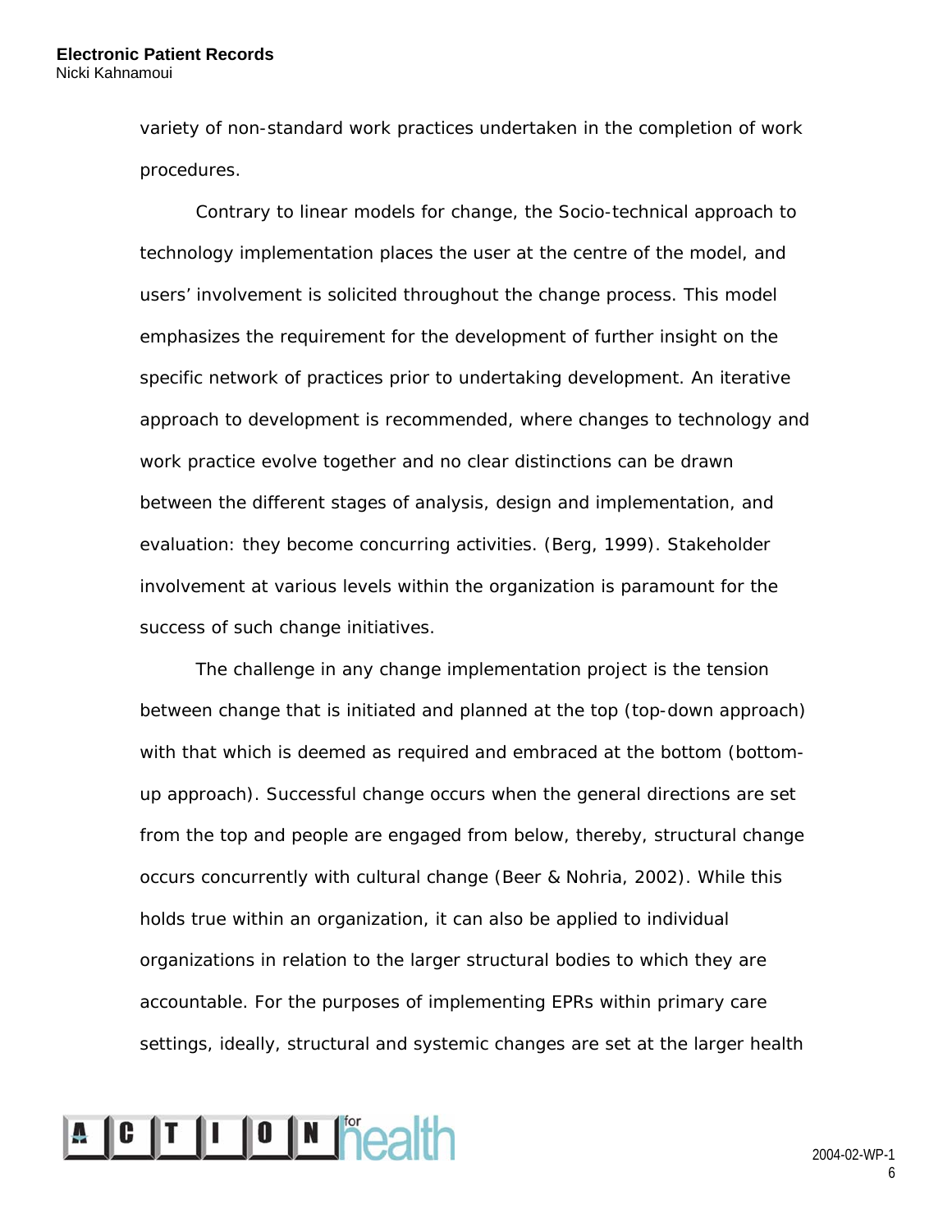variety of non-standard work practices undertaken in the completion of work procedures.

Contrary to linear models for change, the Socio-technical approach to technology implementation places the user at the centre of the model, and users' involvement is solicited throughout the change process. This model emphasizes the requirement for the development of further insight on the specific network of practices prior to undertaking development. An iterative approach to development is recommended, where changes to technology and work practice evolve together and no clear distinctions can be drawn between the different stages of analysis, design and implementation, and evaluation: they become concurring activities. (Berg, 1999). Stakeholder involvement at various levels within the organization is paramount for the success of such change initiatives.

The challenge in any change implementation project is the tension between change that is initiated and planned at the top (top-down approach) with that which is deemed as required and embraced at the bottom (bottom-up approach). Successful change occurs when the general directions are set from the top and people are engaged from below, thereby, structural change occurs concurrently with cultural change (Beer & Nohria, 2002). While this holds true within an organization, it can also be applied to individual organizations in relation to the larger structural bodies to which they are accountable. For the purposes of implementing EPRs within primary care settings, ideally, structural and systemic changes are set at the larger health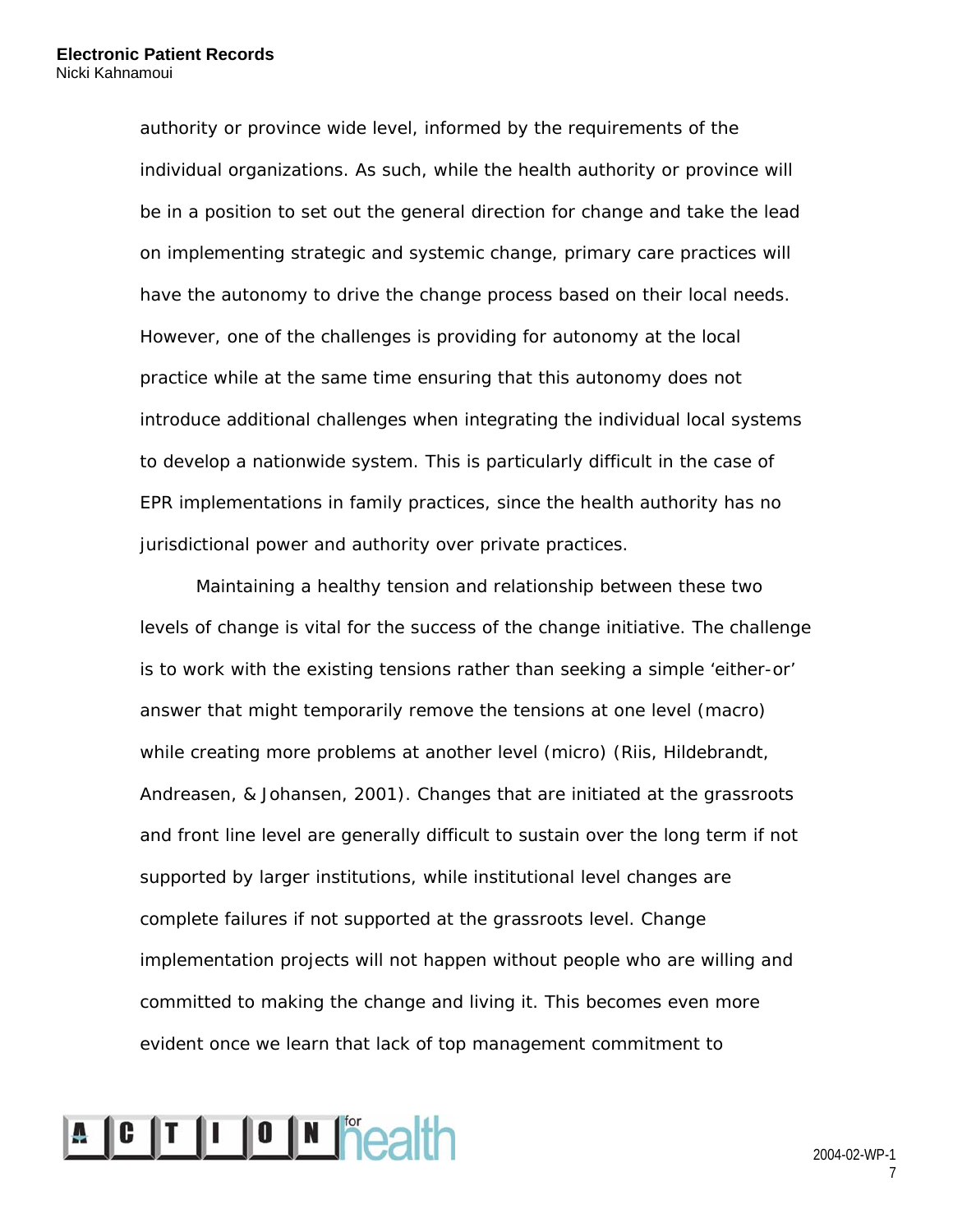authority or province wide level, informed by the requirements of the individual organizations. As such, while the health authority or province will be in a position to set out the general direction for change and take the lead on implementing strategic and systemic change, primary care practices will have the autonomy to drive the change process based on their local needs. However, one of the challenges is providing for autonomy at the local practice while at the same time ensuring that this autonomy does not introduce additional challenges when integrating the individual local systems to develop a nationwide system. This is particularly difficult in the case of EPR implementations in family practices, since the health authority has no jurisdictional power and authority over private practices.

Maintaining a healthy tension and relationship between these two levels of change is vital for the success of the change initiative. The challenge is to work with the existing tensions rather than seeking a simple 'either-or' answer that might temporarily remove the tensions at one level (macro) while creating more problems at another level (micro) (Riis, Hildebrandt, Andreasen, & Johansen, 2001). Changes that are initiated at the grassroots and front line level are generally difficult to sustain over the long term if not supported by larger institutions, while institutional level changes are complete failures if not supported at the grassroots level. Change implementation projects will not happen without people who are willing and committed to making the change and living it. This becomes even more evident once we learn that lack of top management commitment to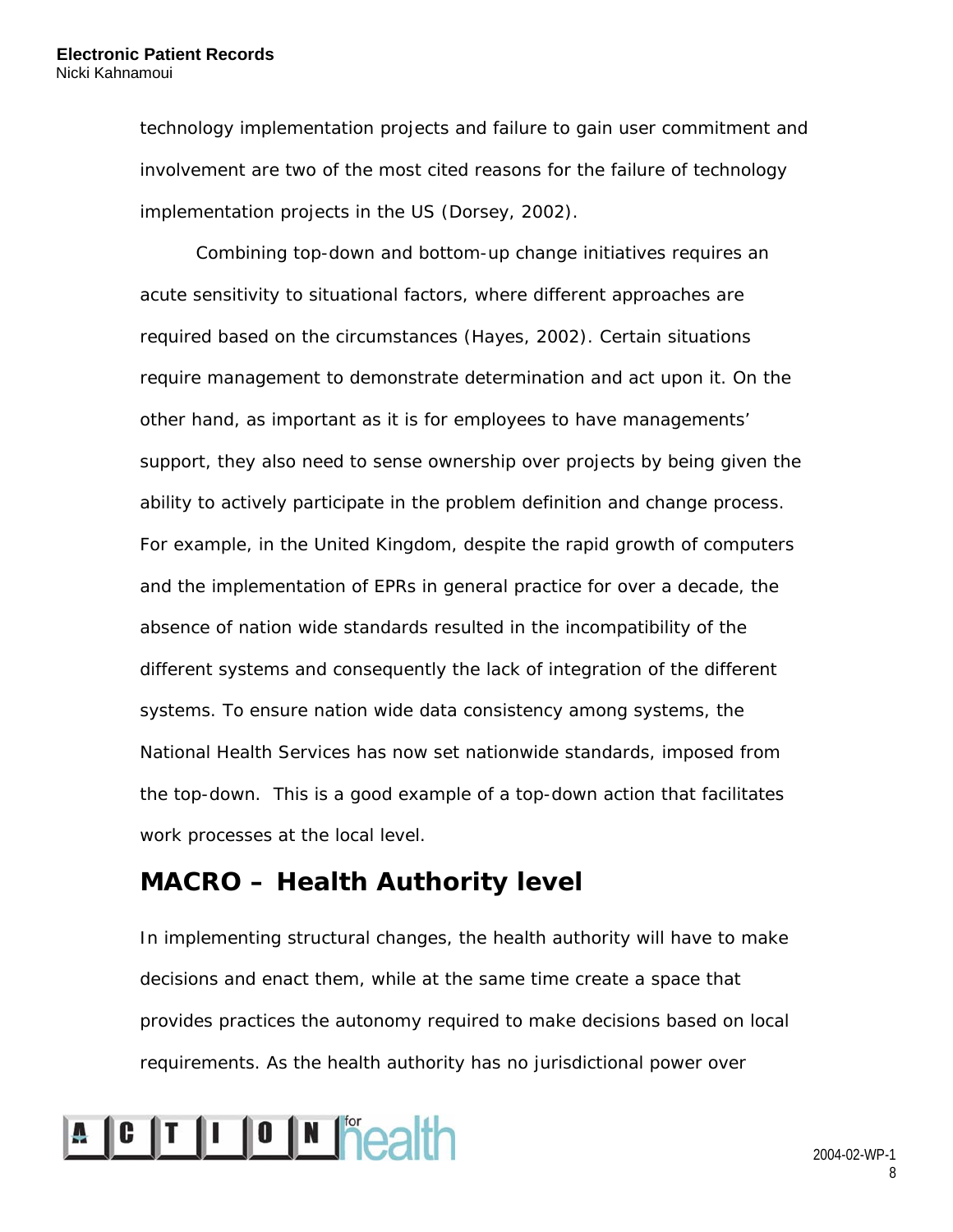technology implementation projects and failure to gain user commitment and involvement are two of the most cited reasons for the failure of technology implementation projects in the US (Dorsey, 2002).

Combining top-down and bottom-up change initiatives requires an acute sensitivity to situational factors, where different approaches are required based on the circumstances (Hayes, 2002). Certain situations require management to demonstrate determination and act upon it. On the other hand, as important as it is for employees to have managements' support, they also need to sense ownership over projects by being given the ability to actively participate in the problem definition and change process. For example, in the United Kingdom, despite the rapid growth of computers and the implementation of EPRs in general practice for over a decade, the absence of nation wide standards resulted in the incompatibility of the different systems and consequently the lack of integration of the different systems. To ensure nation wide data consistency among systems, the National Health Services has now set nationwide standards, imposed from the top-down. This is a good example of a top-down action that facilitates work processes at the local level.

## MACRO – Health Authority level

In implementing structural changes, the health authority will have to make decisions and enact them, while at the same time create a space that provides practices the autonomy required to make decisions based on local requirements. As the health authority has no jurisdictional power over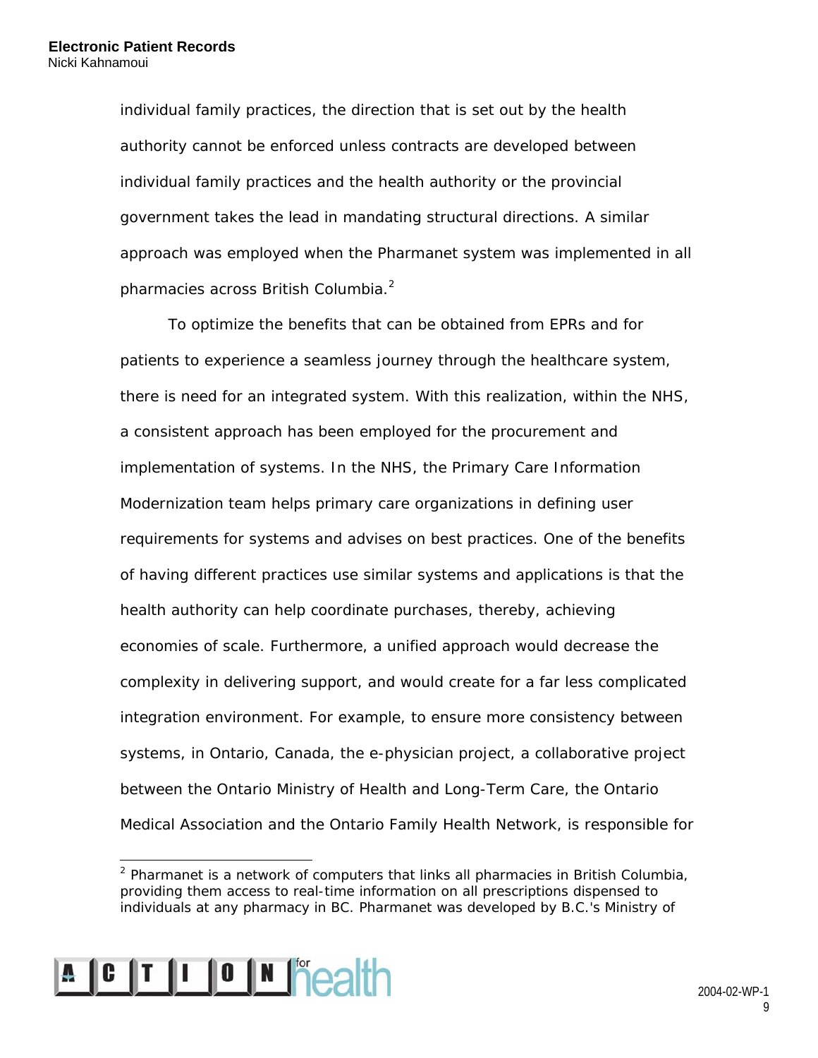individual family practices, the direction that is set out by the health authority cannot be enforced unless contracts are developed between individual family practices and the health authority or the provincial government takes the lead in mandating structural directions. A similar approach was employed when the Pharmanet system was implemented in all pharmacies across British Columbia.[2]

To optimize the benefits that can be obtained from EPRs and for patients to experience a seamless journey through the healthcare system, there is need for an integrated system. With this realization, within the NHS, a consistent approach has been employed for the procurement and implementation of systems. In the NHS, the Primary Care Information Modernization team helps primary care organizations in defining user requirements for systems and advises on best practices. One of the benefits of having different practices use similar systems and applications is that the health authority can help coordinate purchases, thereby, achieving economies of scale. Furthermore, a unified approach would decrease the complexity in delivering support, and would create for a far less complicated integration environment. For example, to ensure more consistency between systems, in Ontario, Canada, the e-physician project, a collaborative project between the Ontario Ministry of Health and Long-Term Care, the Ontario Medical Association and the Ontario Family Health Network, is responsible for

[2] Pharmanet is a network of computers that links all pharmacies in British Columbia, providing them access to real-time information on all prescriptions dispensed to individuals at any pharmacy in BC. Pharmanet was developed by B.C.'s Ministry of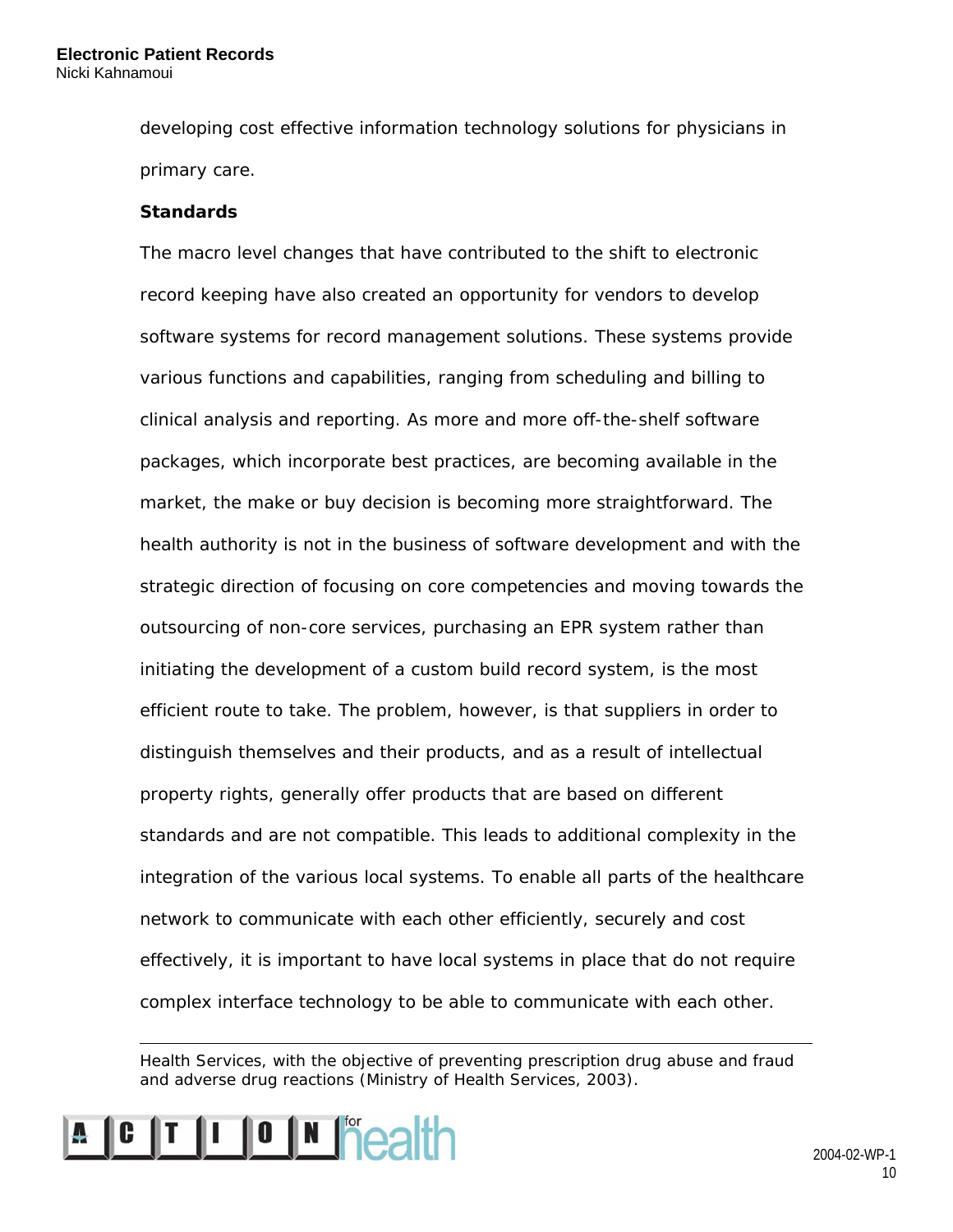developing cost effective information technology solutions for physicians in primary care.

**Standards**

The macro level changes that have contributed to the shift to electronic record keeping have also created an opportunity for vendors to develop software systems for record management solutions. These systems provide various functions and capabilities, ranging from scheduling and billing to clinical analysis and reporting. As more and more off-the-shelf software packages, which incorporate best practices, are becoming available in the market, the make or buy decision is becoming more straightforward. The health authority is not in the business of software development and with the strategic direction of focusing on core competencies and moving towards the outsourcing of non-core services, purchasing an EPR system rather than initiating the development of a custom build record system, is the most efficient route to take. The problem, however, is that suppliers in order to distinguish themselves and their products, and as a result of intellectual property rights, generally offer products that are based on different standards and are not compatible. This leads to additional complexity in the integration of the various local systems. To enable all parts of the healthcare network to communicate with each other efficiently, securely and cost effectively, it is important to have local systems in place that do not require complex interface technology to be able to communicate with each other.

---

Health Services, with the objective of preventing prescription drug abuse and fraud and adverse drug reactions (Ministry of Health Services, 2003).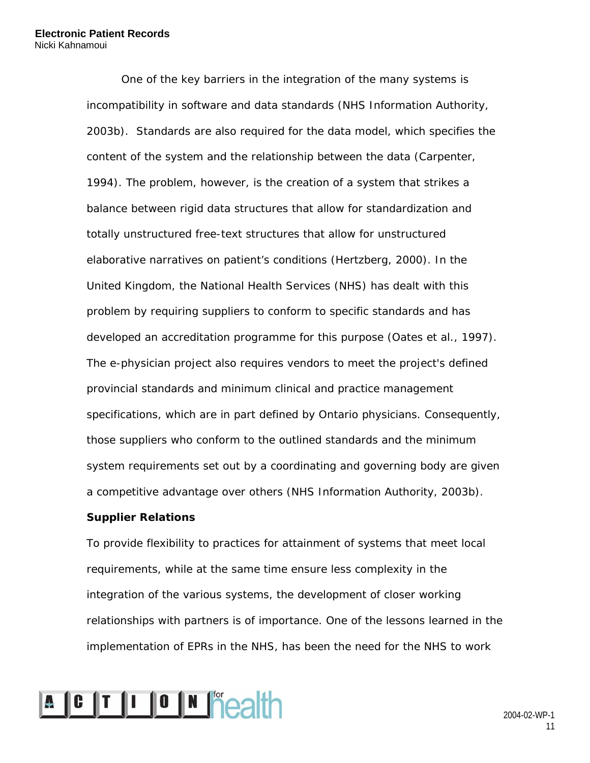One of the key barriers in the integration of the many systems is incompatibility in software and data standards (NHS Information Authority, 2003b). Standards are also required for the data model, which specifies the content of the system and the relationship between the data (Carpenter, 1994). The problem, however, is the creation of a system that strikes a balance between rigid data structures that allow for standardization and totally unstructured free-text structures that allow for unstructured elaborative narratives on patient's conditions (Hertzberg, 2000). In the United Kingdom, the National Health Services (NHS) has dealt with this problem by requiring suppliers to conform to specific standards and has developed an accreditation programme for this purpose (Oates et al., 1997). The e-physician project also requires vendors to meet the project's defined provincial standards and minimum clinical and practice management specifications, which are in part defined by Ontario physicians. Consequently, those suppliers who conform to the outlined standards and the minimum system requirements set out by a coordinating and governing body are given a competitive advantage over others (NHS Information Authority, 2003b).

**Supplier Relations**

To provide flexibility to practices for attainment of systems that meet local requirements, while at the same time ensure less complexity in the integration of the various systems, the development of closer working relationships with partners is of importance. One of the lessons learned in the implementation of EPRs in the NHS, has been the need for the NHS to work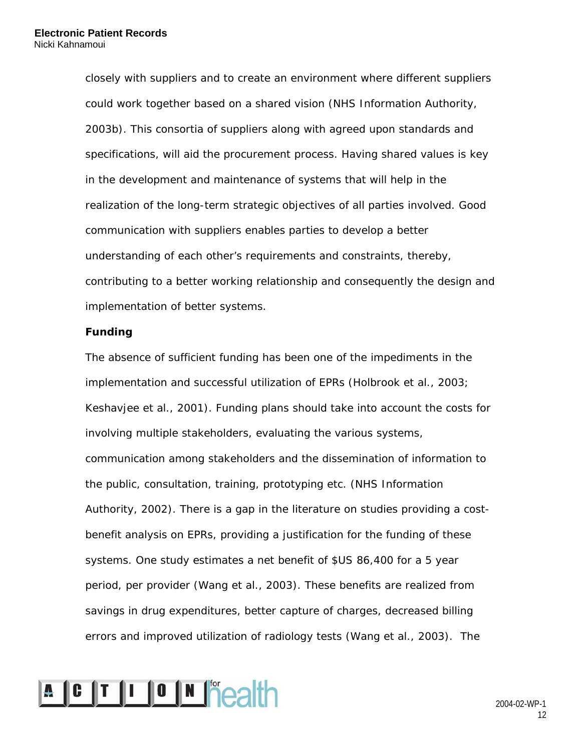closely with suppliers and to create an environment where different suppliers could work together based on a shared vision (NHS Information Authority, 2003b). This consortia of suppliers along with agreed upon standards and specifications, will aid the procurement process. Having shared values is key in the development and maintenance of systems that will help in the realization of the long-term strategic objectives of all parties involved. Good communication with suppliers enables parties to develop a better understanding of each other's requirements and constraints, thereby, contributing to a better working relationship and consequently the design and implementation of better systems.

**Funding**

The absence of sufficient funding has been one of the impediments in the implementation and successful utilization of EPRs (Holbrook et al., 2003; Keshavjee et al., 2001). Funding plans should take into account the costs for involving multiple stakeholders, evaluating the various systems, communication among stakeholders and the dissemination of information to the public, consultation, training, prototyping etc. (NHS Information Authority, 2002). There is a gap in the literature on studies providing a cost-benefit analysis on EPRs, providing a justification for the funding of these systems. One study estimates a net benefit of $US 86,400 for a 5 year period, per provider (Wang et al., 2003). These benefits are realized from savings in drug expenditures, better capture of charges, decreased billing errors and improved utilization of radiology tests (Wang et al., 2003). The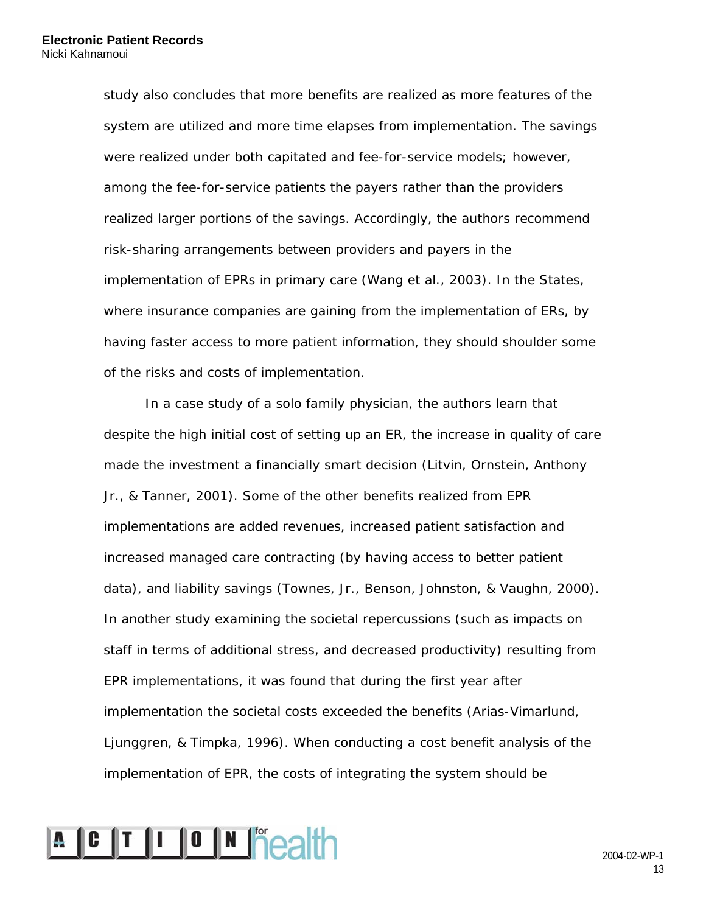study also concludes that more benefits are realized as more features of the system are utilized and more time elapses from implementation. The savings were realized under both capitated and fee-for-service models; however, among the fee-for-service patients the payers rather than the providers realized larger portions of the savings. Accordingly, the authors recommend risk-sharing arrangements between providers and payers in the implementation of EPRs in primary care (Wang et al., 2003). In the States, where insurance companies are gaining from the implementation of ERs, by having faster access to more patient information, they should shoulder some of the risks and costs of implementation.

In a case study of a solo family physician, the authors learn that despite the high initial cost of setting up an ER, the increase in quality of care made the investment a financially smart decision (Litvin, Ornstein, Anthony Jr., & Tanner, 2001). Some of the other benefits realized from EPR implementations are added revenues, increased patient satisfaction and increased managed care contracting (by having access to better patient data), and liability savings (Townes, Jr., Benson, Johnston, & Vaughn, 2000). In another study examining the societal repercussions (such as impacts on staff in terms of additional stress, and decreased productivity) resulting from EPR implementations, it was found that during the first year after implementation the societal costs exceeded the benefits (Arias-Vimarlund, Ljunggren, & Timpka, 1996). When conducting a cost benefit analysis of the implementation of EPR, the costs of integrating the system should be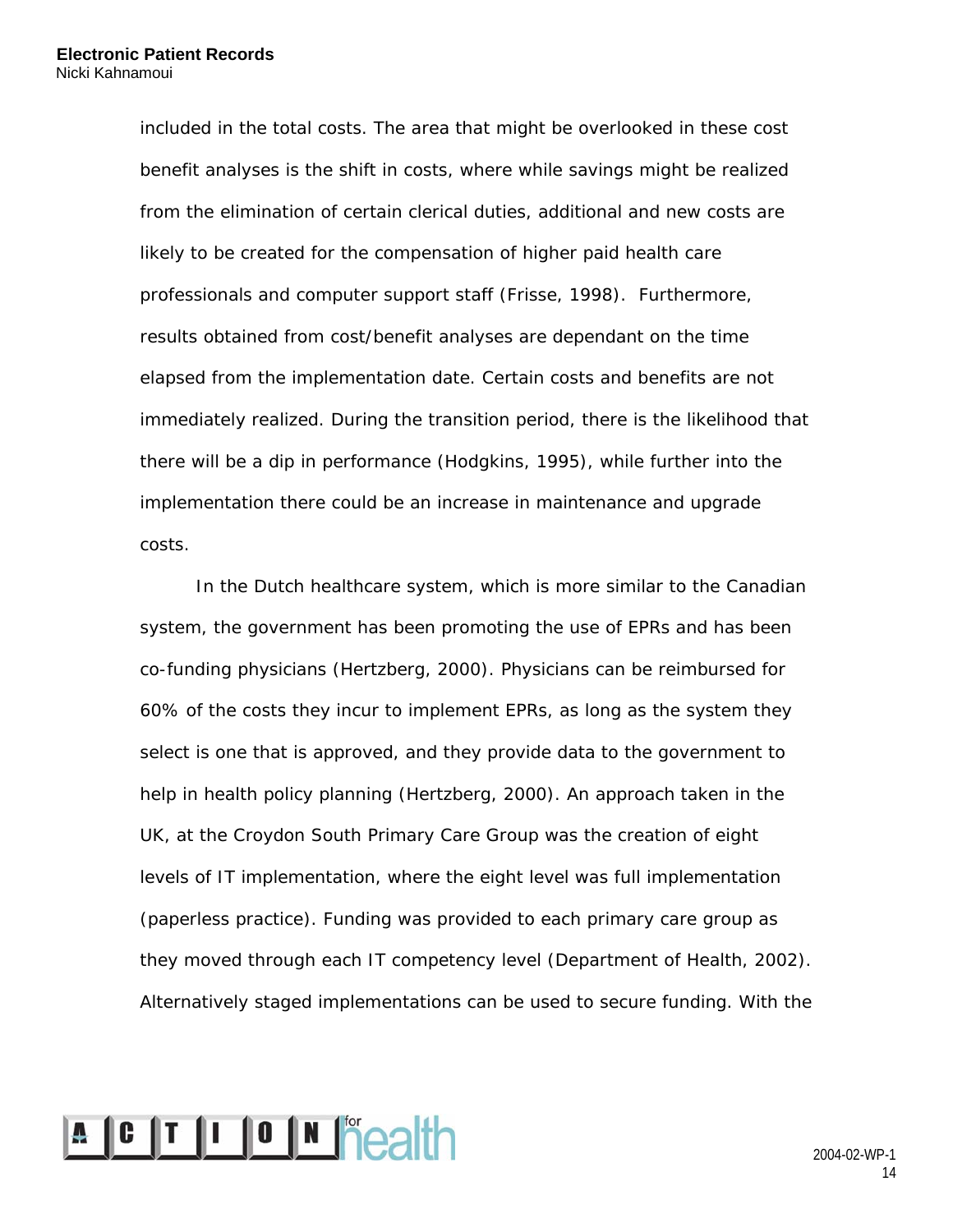included in the total costs. The area that might be overlooked in these cost benefit analyses is the shift in costs, where while savings might be realized from the elimination of certain clerical duties, additional and new costs are likely to be created for the compensation of higher paid health care professionals and computer support staff (Frisse, 1998). Furthermore, results obtained from cost/benefit analyses are dependant on the time elapsed from the implementation date. Certain costs and benefits are not immediately realized. During the transition period, there is the likelihood that there will be a dip in performance (Hodgkins, 1995), while further into the implementation there could be an increase in maintenance and upgrade costs.

In the Dutch healthcare system, which is more similar to the Canadian system, the government has been promoting the use of EPRs and has been co-funding physicians (Hertzberg, 2000). Physicians can be reimbursed for 60% of the costs they incur to implement EPRs, as long as the system they select is one that is approved, and they provide data to the government to help in health policy planning (Hertzberg, 2000). An approach taken in the UK, at the Croydon South Primary Care Group was the creation of eight levels of IT implementation, where the eight level was full implementation (paperless practice). Funding was provided to each primary care group as they moved through each IT competency level (Department of Health, 2002). Alternatively staged implementations can be used to secure funding. With the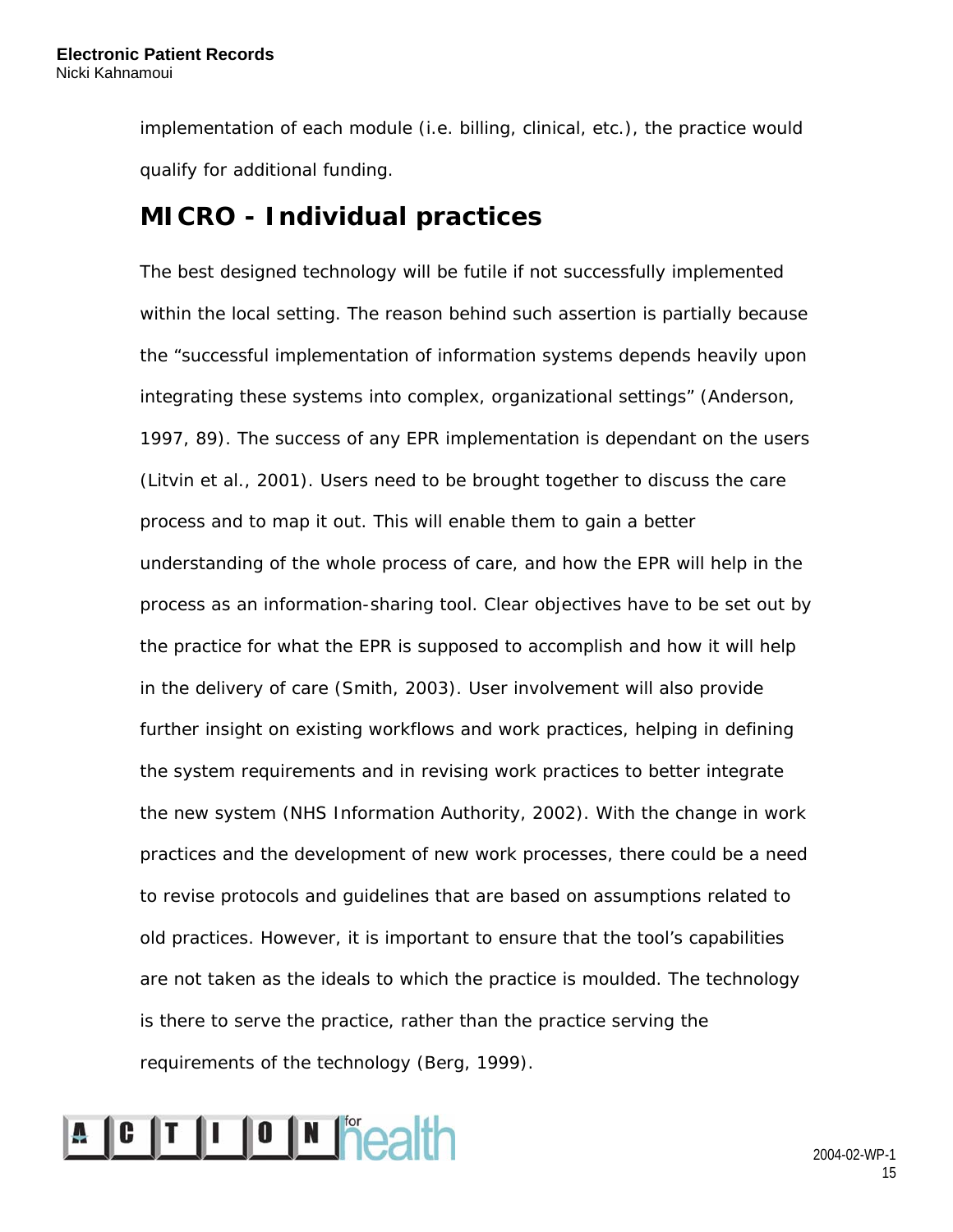implementation of each module (i.e. billing, clinical, etc.), the practice would qualify for additional funding.

## MICRO - Individual practices

The best designed technology will be futile if not successfully implemented within the local setting. The reason behind such assertion is partially because the “successful implementation of information systems depends heavily upon integrating these systems into complex, organizational settings” (Anderson, 1997, 89). The success of any EPR implementation is dependant on the users (Litvin et al., 2001). Users need to be brought together to discuss the care process and to map it out. This will enable them to gain a better understanding of the whole process of care, and how the EPR will help in the process as an information-sharing tool. Clear objectives have to be set out by the practice for what the EPR is supposed to accomplish and how it will help in the delivery of care (Smith, 2003). User involvement will also provide further insight on existing workflows and work practices, helping in defining the system requirements and in revising work practices to better integrate the new system (NHS Information Authority, 2002). With the change in work practices and the development of new work processes, there could be a need to revise protocols and guidelines that are based on assumptions related to old practices. However, it is important to ensure that the tool’s capabilities are not taken as the ideals to which the practice is moulded. The technology is there to serve the practice, rather than the practice serving the requirements of the technology (Berg, 1999).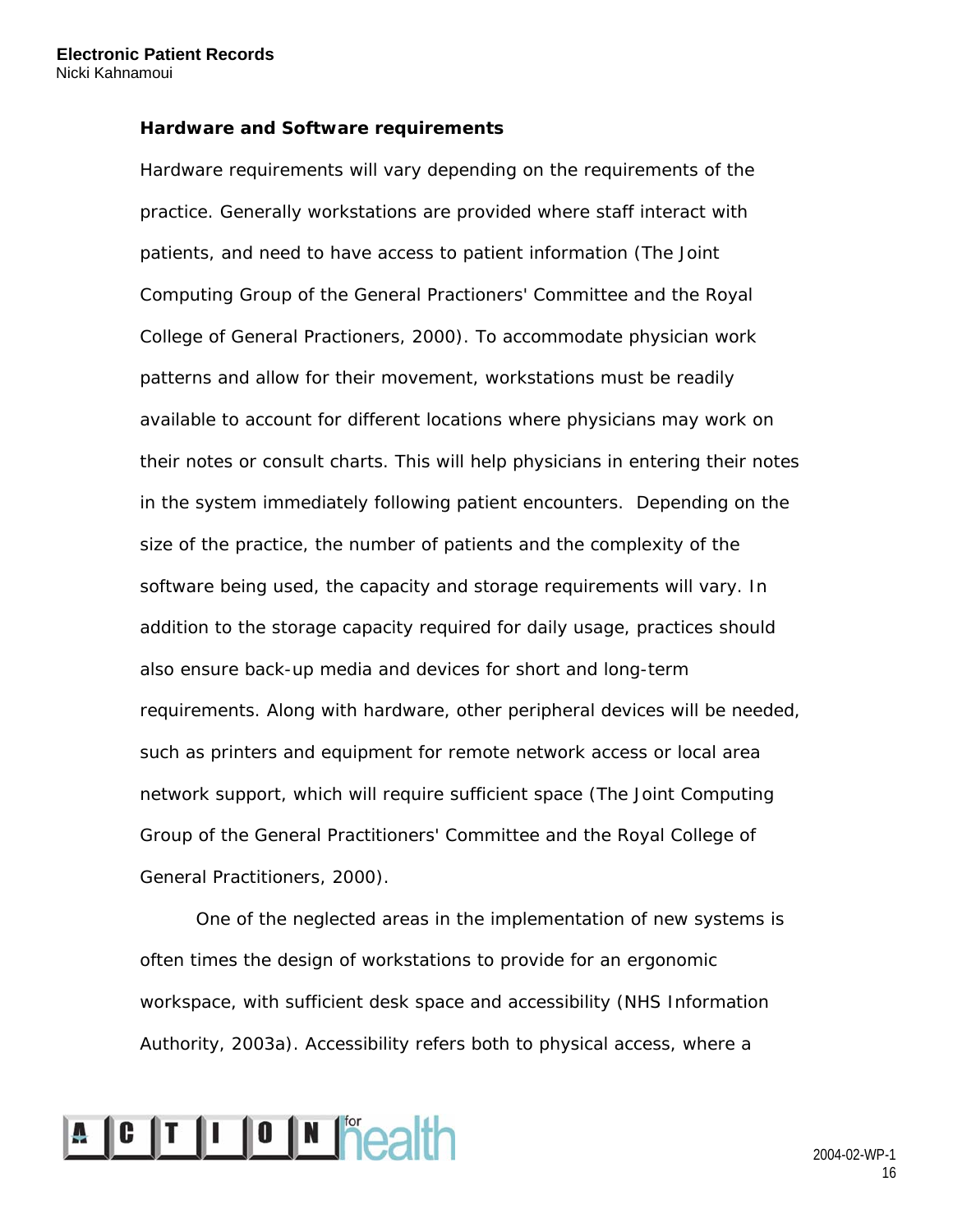### Hardware and Software requirements

Hardware requirements will vary depending on the requirements of the practice. Generally workstations are provided where staff interact with patients, and need to have access to patient information (The Joint Computing Group of the General Practioners' Committee and the Royal College of General Practioners, 2000). To accommodate physician work patterns and allow for their movement, workstations must be readily available to account for different locations where physicians may work on their notes or consult charts. This will help physicians in entering their notes in the system immediately following patient encounters. Depending on the size of the practice, the number of patients and the complexity of the software being used, the capacity and storage requirements will vary. In addition to the storage capacity required for daily usage, practices should also ensure back-up media and devices for short and long-term requirements. Along with hardware, other peripheral devices will be needed, such as printers and equipment for remote network access or local area network support, which will require sufficient space (The Joint Computing Group of the General Practitioners' Committee and the Royal College of General Practitioners, 2000).

One of the neglected areas in the implementation of new systems is often times the design of workstations to provide for an ergonomic workspace, with sufficient desk space and accessibility (NHS Information Authority, 2003a). Accessibility refers both to physical access, where a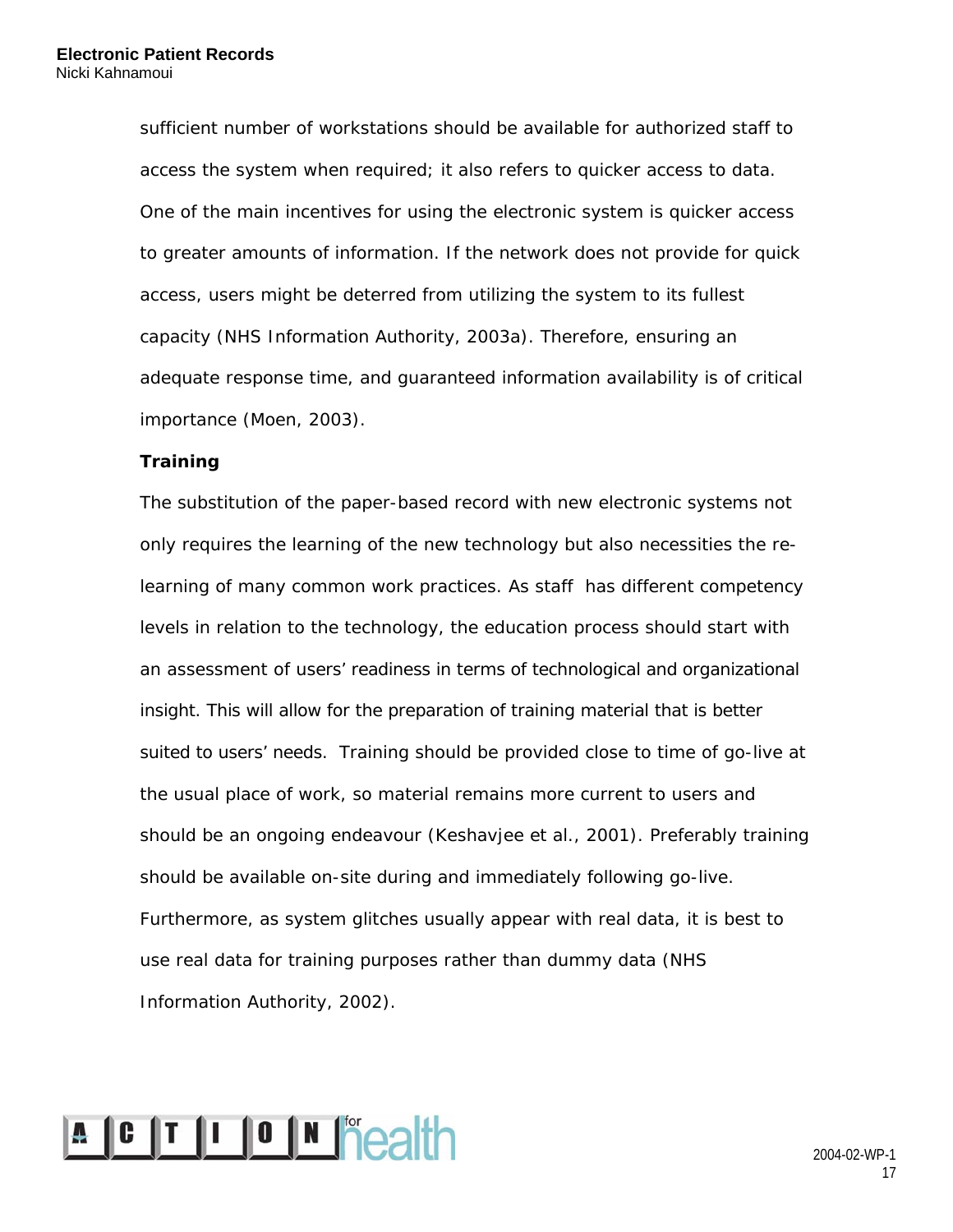sufficient number of workstations should be available for authorized staff to access the system when required; it also refers to quicker access to data. One of the main incentives for using the electronic system is quicker access to greater amounts of information. If the network does not provide for quick access, users might be deterred from utilizing the system to its fullest capacity (NHS Information Authority, 2003a). Therefore, ensuring an adequate response time, and guaranteed information availability is of critical importance (Moen, 2003).

**Training**

The substitution of the paper-based record with new electronic systems not only requires the learning of the new technology but also necessities the re-learning of many common work practices. As staff has different competency levels in relation to the technology, the education process should start with an assessment of users' readiness in terms of technological and organizational insight. This will allow for the preparation of training material that is better suited to users' needs. Training should be provided close to time of go-live at the usual place of work, so material remains more current to users and should be an ongoing endeavour (Keshavjee et al., 2001). Preferably training should be available on-site during and immediately following go-live. Furthermore, as system glitches usually appear with real data, it is best to use real data for training purposes rather than dummy data (NHS Information Authority, 2002).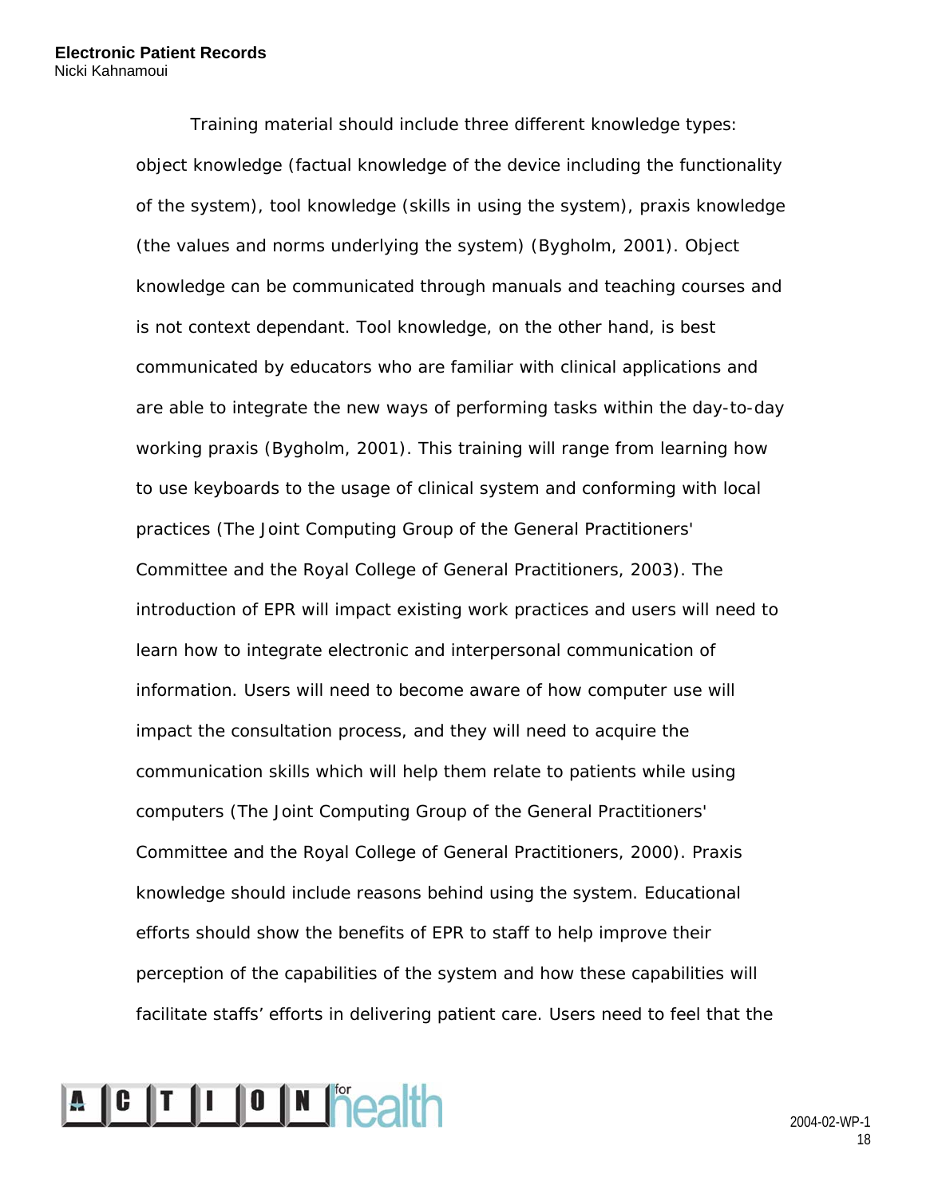Training material should include three different knowledge types: object knowledge (factual knowledge of the device including the functionality of the system), tool knowledge (skills in using the system), praxis knowledge (the values and norms underlying the system) (Bygholm, 2001). Object knowledge can be communicated through manuals and teaching courses and is not context dependant. Tool knowledge, on the other hand, is best communicated by educators who are familiar with clinical applications and are able to integrate the new ways of performing tasks within the day-to-day working praxis (Bygholm, 2001). This training will range from learning how to use keyboards to the usage of clinical system and conforming with local practices (The Joint Computing Group of the General Practitioners' Committee and the Royal College of General Practitioners, 2003). The introduction of EPR will impact existing work practices and users will need to learn how to integrate electronic and interpersonal communication of information. Users will need to become aware of how computer use will impact the consultation process, and they will need to acquire the communication skills which will help them relate to patients while using computers (The Joint Computing Group of the General Practitioners' Committee and the Royal College of General Practitioners, 2000). Praxis knowledge should include reasons behind using the system. Educational efforts should show the benefits of EPR to staff to help improve their perception of the capabilities of the system and how these capabilities will facilitate staffs' efforts in delivering patient care. Users need to feel that the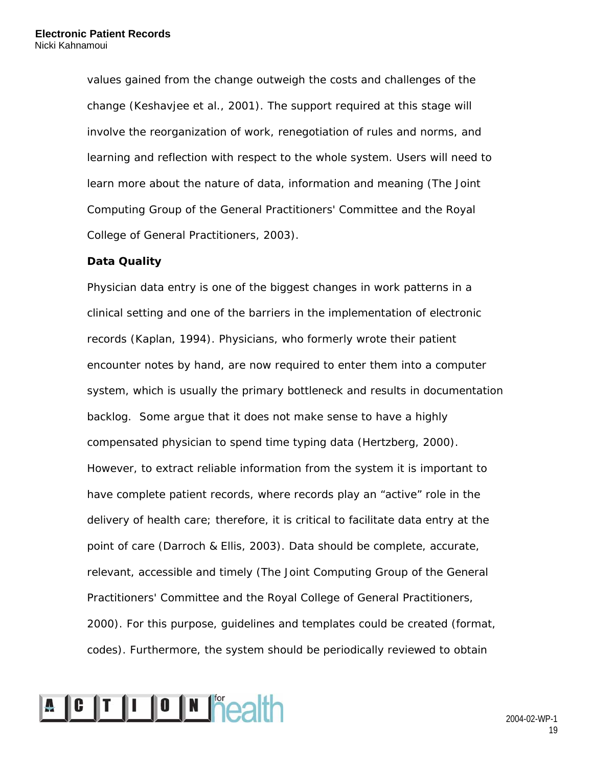values gained from the change outweigh the costs and challenges of the change (Keshavjee et al., 2001). The support required at this stage will involve the reorganization of work, renegotiation of rules and norms, and learning and reflection with respect to the whole system. Users will need to learn more about the nature of data, information and meaning (The Joint Computing Group of the General Practitioners' Committee and the Royal College of General Practitioners, 2003).

**Data Quality**

Physician data entry is one of the biggest changes in work patterns in a clinical setting and one of the barriers in the implementation of electronic records (Kaplan, 1994). Physicians, who formerly wrote their patient encounter notes by hand, are now required to enter them into a computer system, which is usually the primary bottleneck and results in documentation backlog. Some argue that it does not make sense to have a highly compensated physician to spend time typing data (Hertzberg, 2000). However, to extract reliable information from the system it is important to have complete patient records, where records play an "active" role in the delivery of health care; therefore, it is critical to facilitate data entry at the point of care (Darroch & Ellis, 2003). Data should be complete, accurate, relevant, accessible and timely (The Joint Computing Group of the General Practitioners' Committee and the Royal College of General Practitioners, 2000). For this purpose, guidelines and templates could be created (format, codes). Furthermore, the system should be periodically reviewed to obtain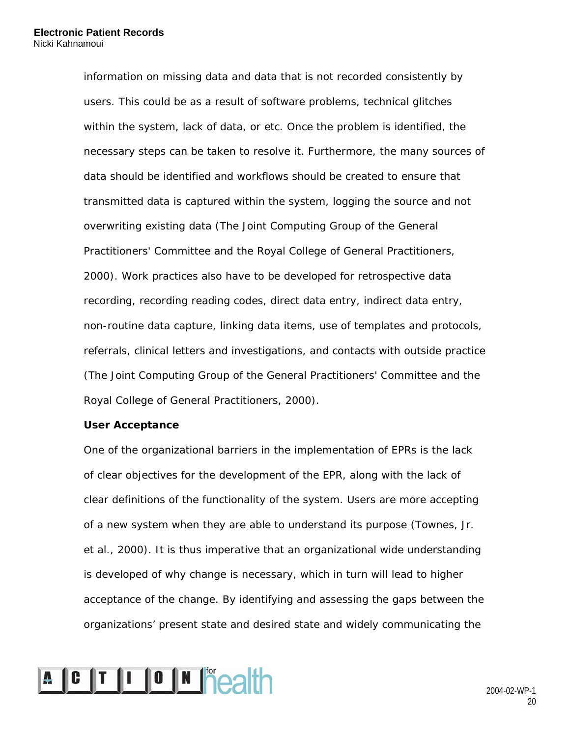information on missing data and data that is not recorded consistently by users. This could be as a result of software problems, technical glitches within the system, lack of data, or etc. Once the problem is identified, the necessary steps can be taken to resolve it. Furthermore, the many sources of data should be identified and workflows should be created to ensure that transmitted data is captured within the system, logging the source and not overwriting existing data (The Joint Computing Group of the General Practitioners' Committee and the Royal College of General Practitioners, 2000). Work practices also have to be developed for retrospective data recording, recording reading codes, direct data entry, indirect data entry, non-routine data capture, linking data items, use of templates and protocols, referrals, clinical letters and investigations, and contacts with outside practice (The Joint Computing Group of the General Practitioners' Committee and the Royal College of General Practitioners, 2000).

**User Acceptance**

One of the organizational barriers in the implementation of EPRs is the lack of clear objectives for the development of the EPR, along with the lack of clear definitions of the functionality of the system. Users are more accepting of a new system when they are able to understand its purpose (Townes, Jr. et al., 2000). It is thus imperative that an organizational wide understanding is developed of why change is necessary, which in turn will lead to higher acceptance of the change. By identifying and assessing the gaps between the organizations' present state and desired state and widely communicating the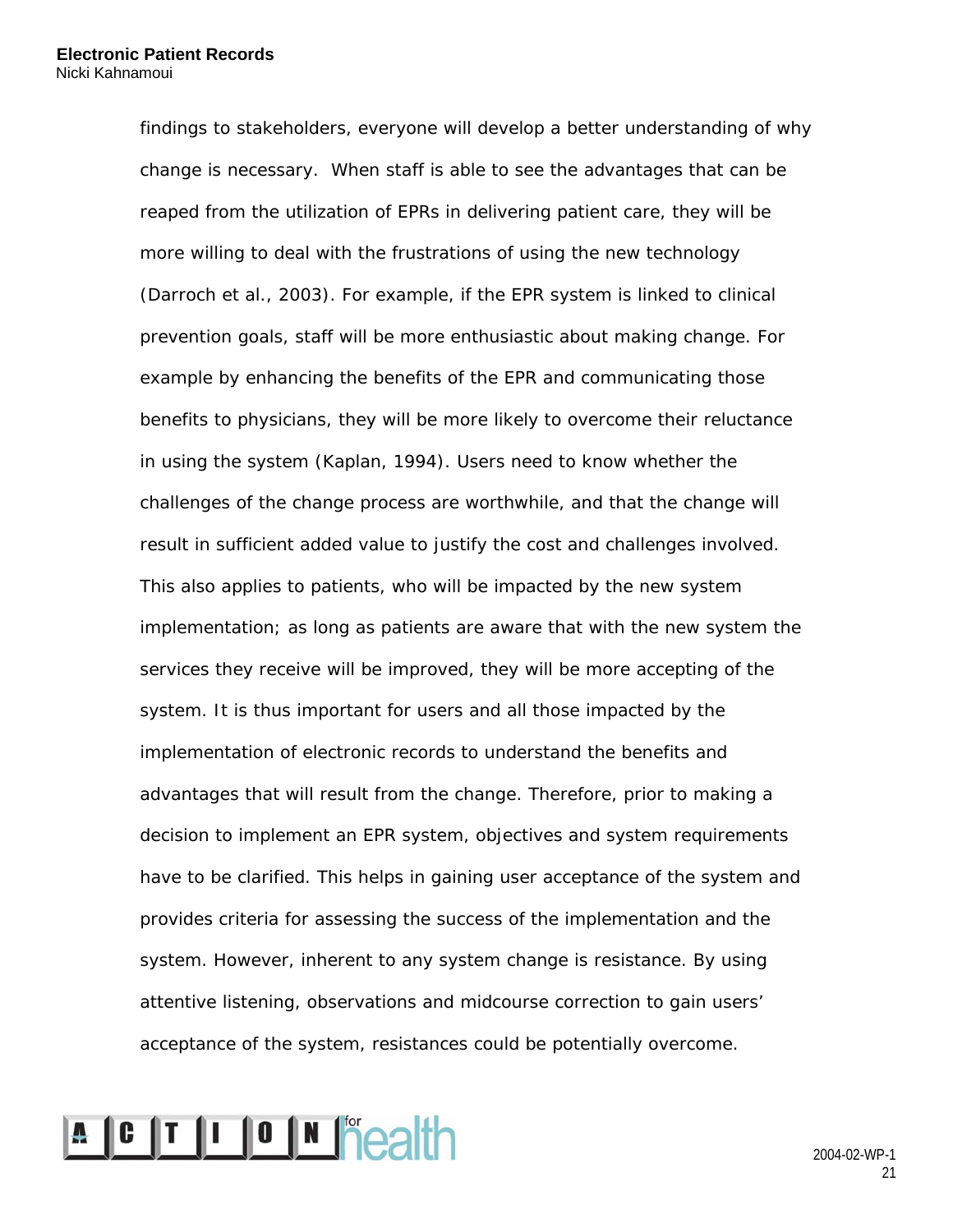findings to stakeholders, everyone will develop a better understanding of why change is necessary. When staff is able to see the advantages that can be reaped from the utilization of EPRs in delivering patient care, they will be more willing to deal with the frustrations of using the new technology (Darroch et al., 2003). For example, if the EPR system is linked to clinical prevention goals, staff will be more enthusiastic about making change. For example by enhancing the benefits of the EPR and communicating those benefits to physicians, they will be more likely to overcome their reluctance in using the system (Kaplan, 1994). Users need to know whether the challenges of the change process are worthwhile, and that the change will result in sufficient added value to justify the cost and challenges involved. This also applies to patients, who will be impacted by the new system implementation; as long as patients are aware that with the new system the services they receive will be improved, they will be more accepting of the system. It is thus important for users and all those impacted by the implementation of electronic records to understand the benefits and advantages that will result from the change. Therefore, prior to making a decision to implement an EPR system, objectives and system requirements have to be clarified. This helps in gaining user acceptance of the system and provides criteria for assessing the success of the implementation and the system. However, inherent to any system change is resistance. By using attentive listening, observations and midcourse correction to gain users' acceptance of the system, resistances could be potentially overcome.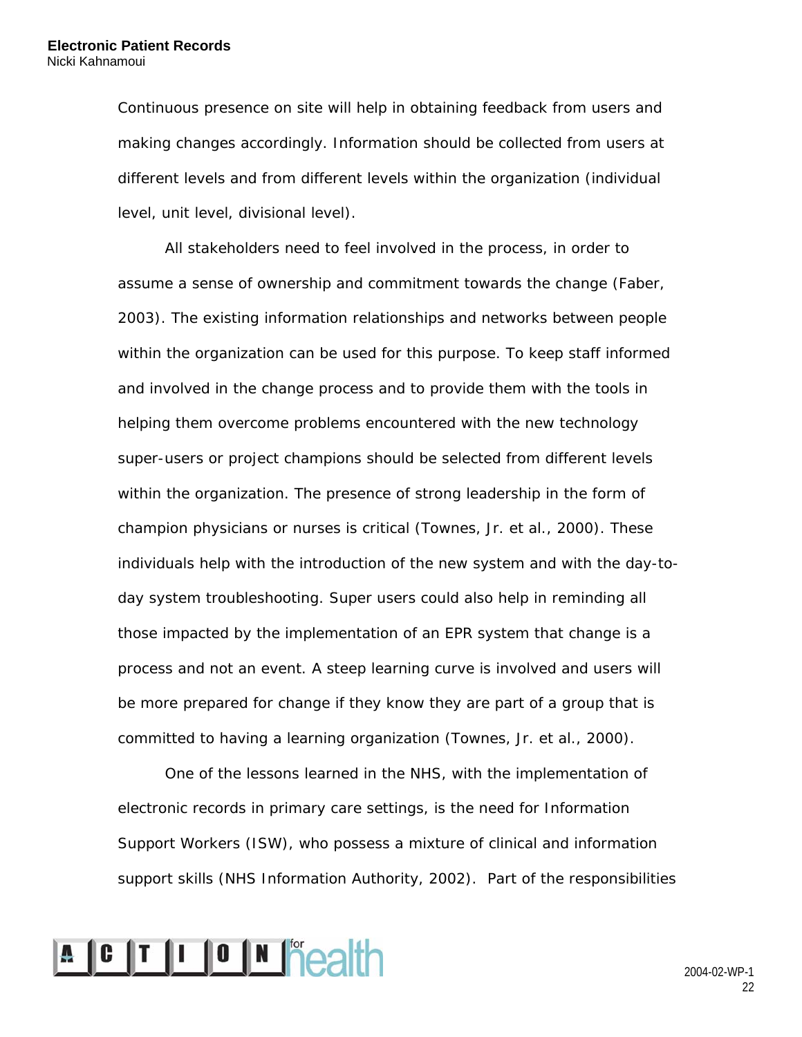Continuous presence on site will help in obtaining feedback from users and making changes accordingly. Information should be collected from users at different levels and from different levels within the organization (individual level, unit level, divisional level).

All stakeholders need to feel involved in the process, in order to assume a sense of ownership and commitment towards the change (Faber, 2003). The existing information relationships and networks between people within the organization can be used for this purpose. To keep staff informed and involved in the change process and to provide them with the tools in helping them overcome problems encountered with the new technology super-users or project champions should be selected from different levels within the organization. The presence of strong leadership in the form of champion physicians or nurses is critical (Townes, Jr. et al., 2000). These individuals help with the introduction of the new system and with the day-to-day system troubleshooting. Super users could also help in reminding all those impacted by the implementation of an EPR system that change is a process and not an event. A steep learning curve is involved and users will be more prepared for change if they know they are part of a group that is committed to having a learning organization (Townes, Jr. et al., 2000).

One of the lessons learned in the NHS, with the implementation of electronic records in primary care settings, is the need for Information Support Workers (ISW), who possess a mixture of clinical and information support skills (NHS Information Authority, 2002). Part of the responsibilities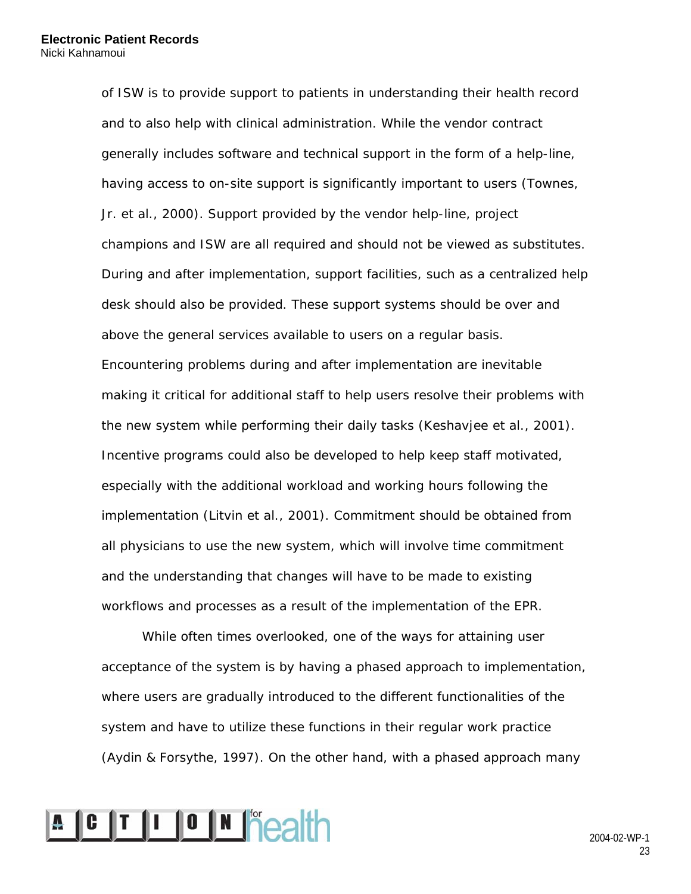of ISW is to provide support to patients in understanding their health record and to also help with clinical administration. While the vendor contract generally includes software and technical support in the form of a help-line, having access to on-site support is significantly important to users (Townes, Jr. et al., 2000). Support provided by the vendor help-line, project champions and ISW are all required and should not be viewed as substitutes. During and after implementation, support facilities, such as a centralized help desk should also be provided. These support systems should be over and above the general services available to users on a regular basis. Encountering problems during and after implementation are inevitable making it critical for additional staff to help users resolve their problems with the new system while performing their daily tasks (Keshavjee et al., 2001). Incentive programs could also be developed to help keep staff motivated, especially with the additional workload and working hours following the implementation (Litvin et al., 2001). Commitment should be obtained from all physicians to use the new system, which will involve time commitment and the understanding that changes will have to be made to existing workflows and processes as a result of the implementation of the EPR.

While often times overlooked, one of the ways for attaining user acceptance of the system is by having a phased approach to implementation, where users are gradually introduced to the different functionalities of the system and have to utilize these functions in their regular work practice (Aydin & Forsythe, 1997). On the other hand, with a phased approach many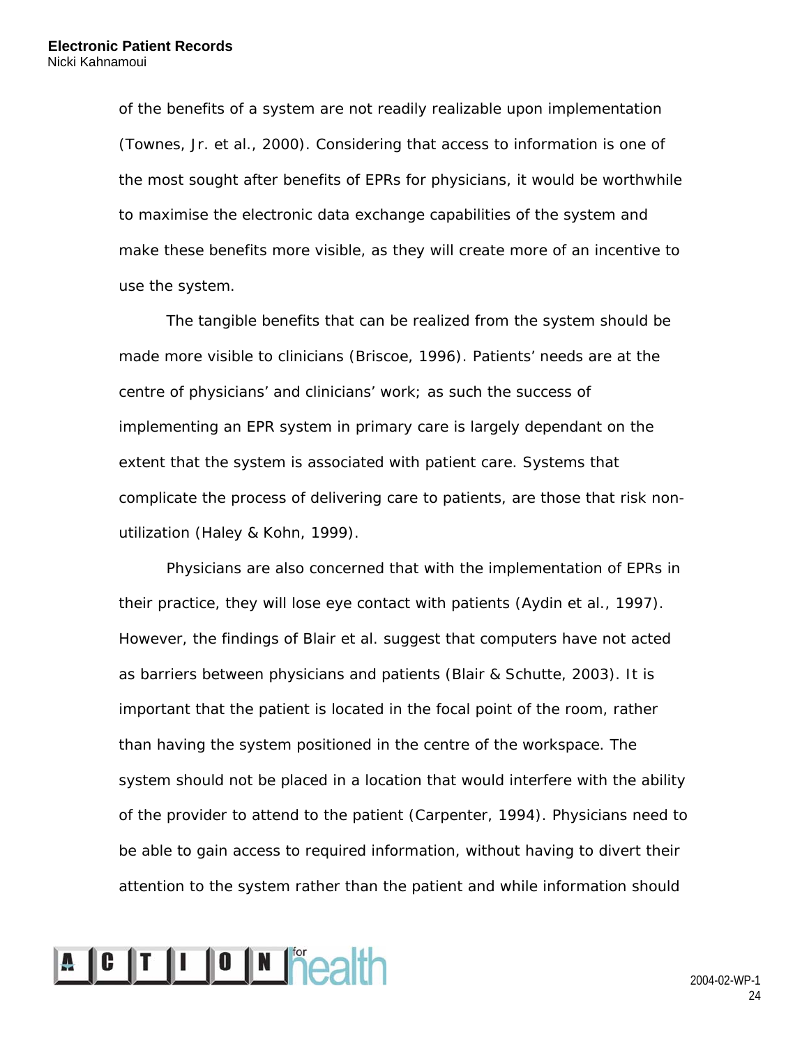of the benefits of a system are not readily realizable upon implementation (Townes, Jr. et al., 2000). Considering that access to information is one of the most sought after benefits of EPRs for physicians, it would be worthwhile to maximise the electronic data exchange capabilities of the system and make these benefits more visible, as they will create more of an incentive to use the system.

The tangible benefits that can be realized from the system should be made more visible to clinicians (Briscoe, 1996). Patients' needs are at the centre of physicians' and clinicians' work; as such the success of implementing an EPR system in primary care is largely dependant on the extent that the system is associated with patient care. Systems that complicate the process of delivering care to patients, are those that risk non-utilization (Haley & Kohn, 1999).

Physicians are also concerned that with the implementation of EPRs in their practice, they will lose eye contact with patients (Aydin et al., 1997). However, the findings of Blair et al. suggest that computers have not acted as barriers between physicians and patients (Blair & Schutte, 2003). It is important that the patient is located in the focal point of the room, rather than having the system positioned in the centre of the workspace. The system should not be placed in a location that would interfere with the ability of the provider to attend to the patient (Carpenter, 1994). Physicians need to be able to gain access to required information, without having to divert their attention to the system rather than the patient and while information should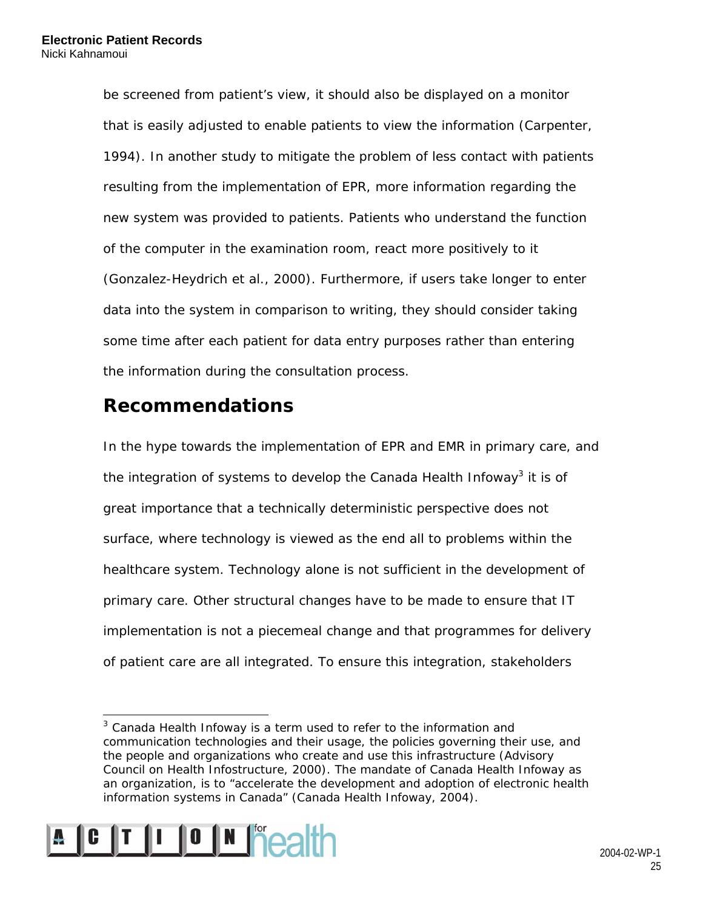be screened from patient's view, it should also be displayed on a monitor that is easily adjusted to enable patients to view the information (Carpenter, 1994). In another study to mitigate the problem of less contact with patients resulting from the implementation of EPR, more information regarding the new system was provided to patients. Patients who understand the function of the computer in the examination room, react more positively to it (Gonzalez-Heydrich et al., 2000). Furthermore, if users take longer to enter data into the system in comparison to writing, they should consider taking some time after each patient for data entry purposes rather than entering the information during the consultation process.

## Recommendations

In the hype towards the implementation of EPR and EMR in primary care, and the integration of systems to develop the Canada Health Infoway[3] it is of great importance that a technically deterministic perspective does not surface, where technology is viewed as the end all to problems within the healthcare system. Technology alone is not sufficient in the development of primary care. Other structural changes have to be made to ensure that IT implementation is not a piecemeal change and that programmes for delivery of patient care are all integrated. To ensure this integration, stakeholders

[3] Canada Health Infoway is a term used to refer to the information and communication technologies and their usage, the policies governing their use, and the people and organizations who create and use this infrastructure (Advisory Council on Health Infostructure, 2000). The mandate of Canada Health Infoway as an organization, is to "accelerate the development and adoption of electronic health information systems in Canada" (Canada Health Infoway, 2004).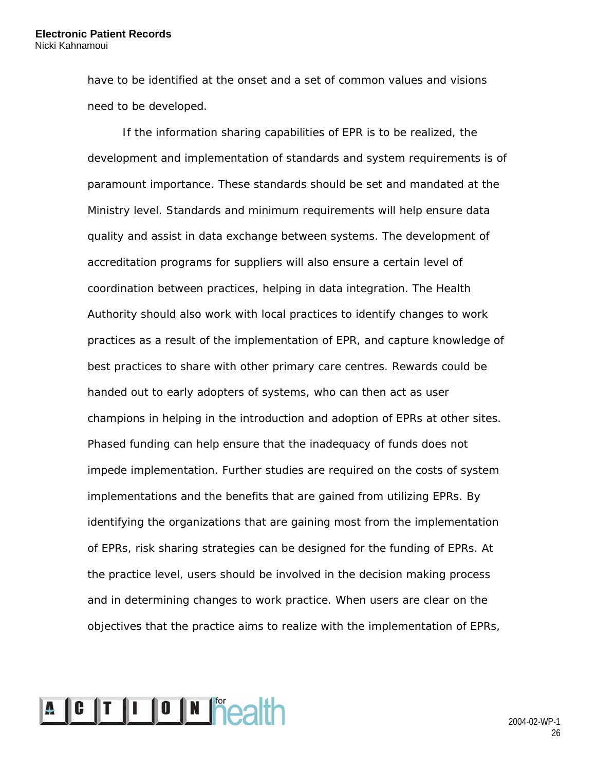have to be identified at the onset and a set of common values and visions need to be developed.

If the information sharing capabilities of EPR is to be realized, the development and implementation of standards and system requirements is of paramount importance. These standards should be set and mandated at the Ministry level. Standards and minimum requirements will help ensure data quality and assist in data exchange between systems. The development of accreditation programs for suppliers will also ensure a certain level of coordination between practices, helping in data integration. The Health Authority should also work with local practices to identify changes to work practices as a result of the implementation of EPR, and capture knowledge of best practices to share with other primary care centres. Rewards could be handed out to early adopters of systems, who can then act as user champions in helping in the introduction and adoption of EPRs at other sites. Phased funding can help ensure that the inadequacy of funds does not impede implementation. Further studies are required on the costs of system implementations and the benefits that are gained from utilizing EPRs. By identifying the organizations that are gaining most from the implementation of EPRs, risk sharing strategies can be designed for the funding of EPRs. At the practice level, users should be involved in the decision making process and in determining changes to work practice. When users are clear on the objectives that the practice aims to realize with the implementation of EPRs,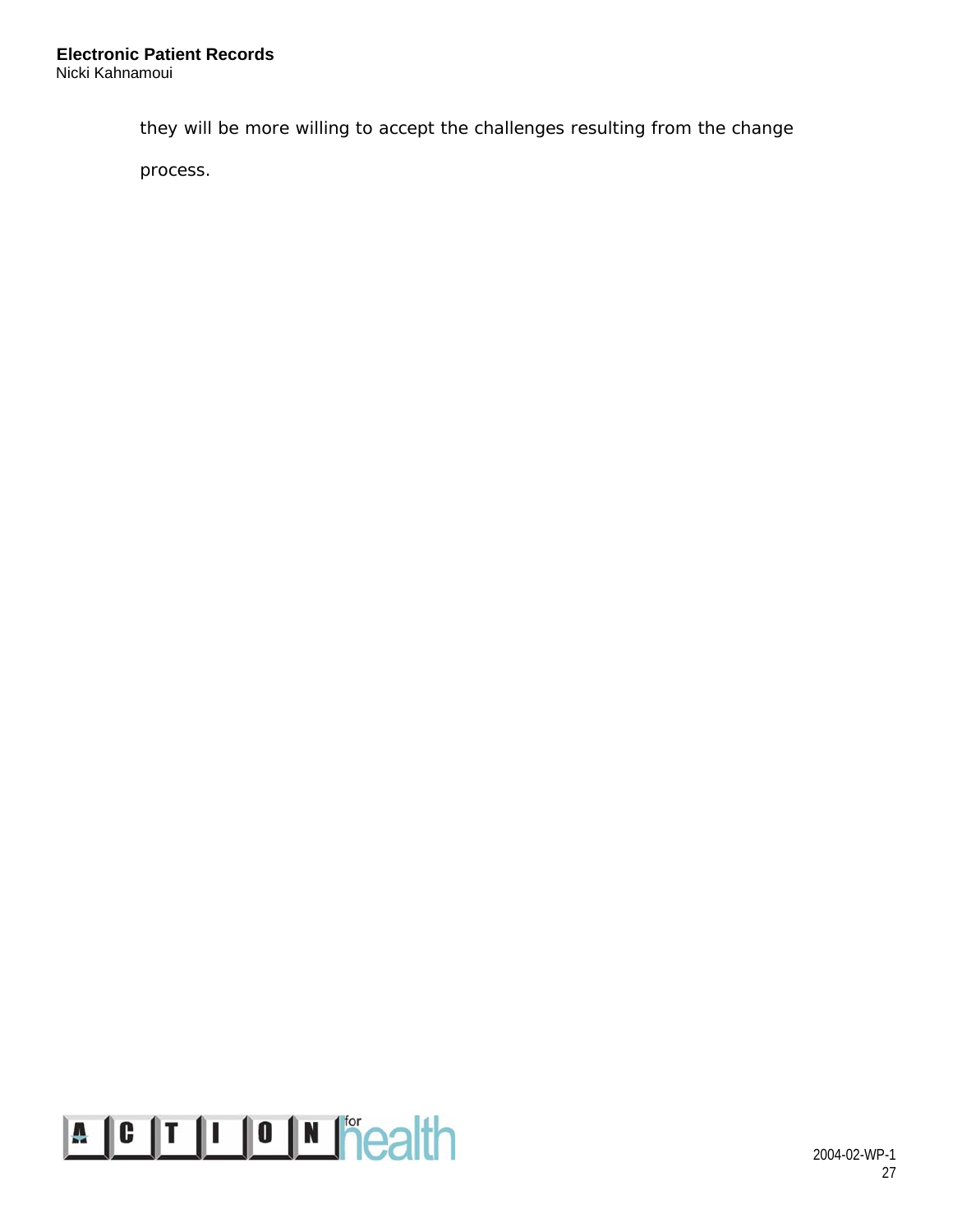they will be more willing to accept the challenges resulting from the change process.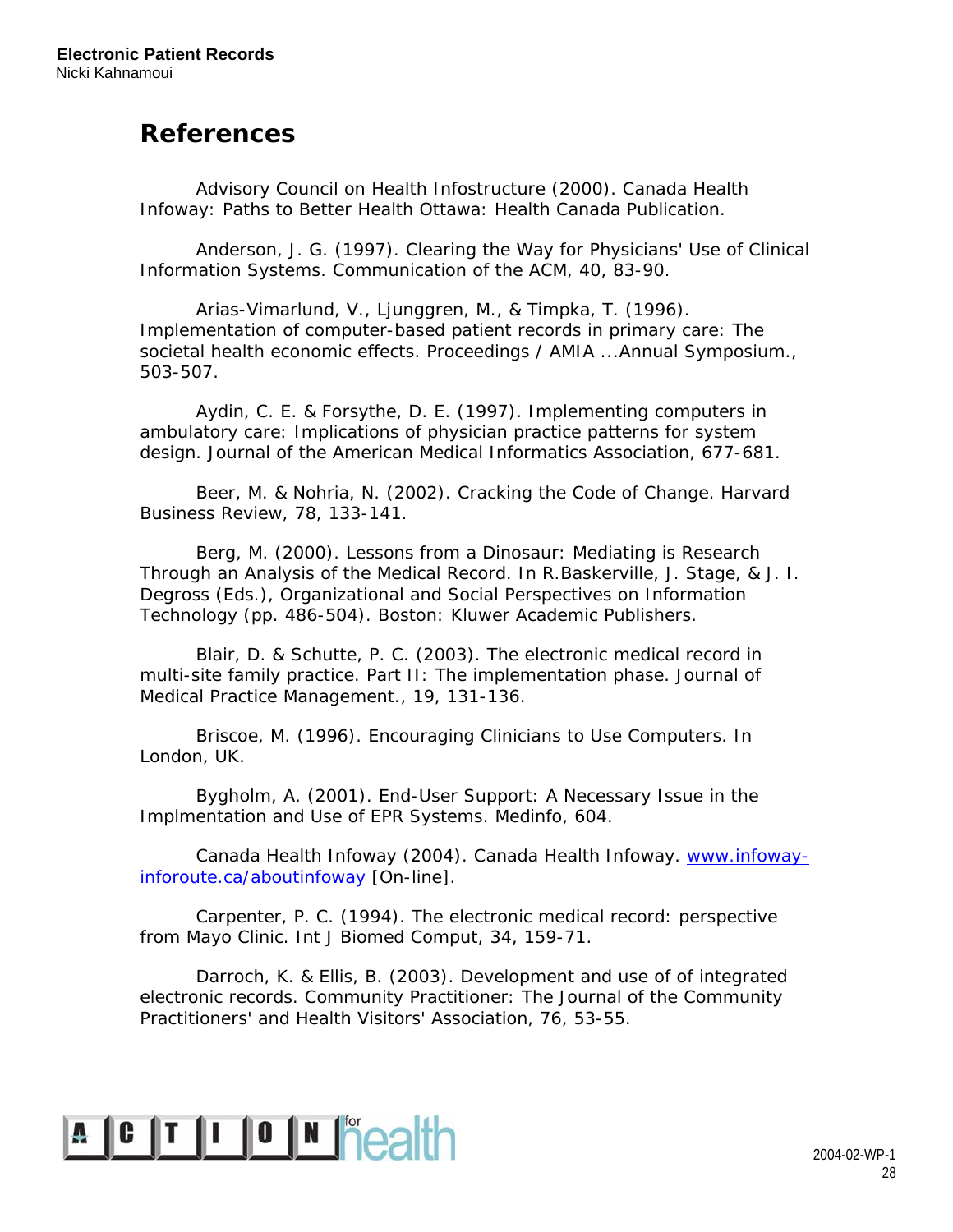## References

Advisory Council on Health Infostructure (2000). Canada Health Infoway: Paths to Better Health Ottawa: Health Canada Publication.

Anderson, J. G. (1997). Clearing the Way for Physicians' Use of Clinical Information Systems. Communication of the ACM, 40, 83-90.

Arias-Vimarlund, V., Ljunggren, M., & Timpka, T. (1996). Implementation of computer-based patient records in primary care: The societal health economic effects. Proceedings / AMIA ...Annual Symposium., 503-507.

Aydin, C. E. & Forsythe, D. E. (1997). Implementing computers in ambulatory care: Implications of physician practice patterns for system design. Journal of the American Medical Informatics Association, 677-681.

Beer, M. & Nohria, N. (2002). Cracking the Code of Change. Harvard Business Review, 78, 133-141.

Berg, M. (2000). Lessons from a Dinosaur: Mediating is Research Through an Analysis of the Medical Record. In R.Baskerville, J. Stage, & J. I. Degross (Eds.), Organizational and Social Perspectives on Information Technology (pp. 486-504). Boston: Kluwer Academic Publishers.

Blair, D. & Schutte, P. C. (2003). The electronic medical record in multi-site family practice. Part II: The implementation phase. Journal of Medical Practice Management., 19, 131-136.

Briscoe, M. (1996). Encouraging Clinicians to Use Computers. In London, UK.

Bygholm, A. (2001). End-User Support: A Necessary Issue in the Implmentation and Use of EPR Systems. Medinfo, 604.

Canada Health Infoway (2004). Canada Health Infoway. [www.infoway-inforoute.ca/aboutinfoway](www.infoway-inforoute.ca/aboutinfoway) [On-line].

Carpenter, P. C. (1994). The electronic medical record: perspective from Mayo Clinic. Int J Biomed Comput, 34, 159-71.

Darroch, K. & Ellis, B. (2003). Development and use of of integrated electronic records. Community Practitioner: The Journal of the Community Practitioners' and Health Visitors' Association, 76, 53-55.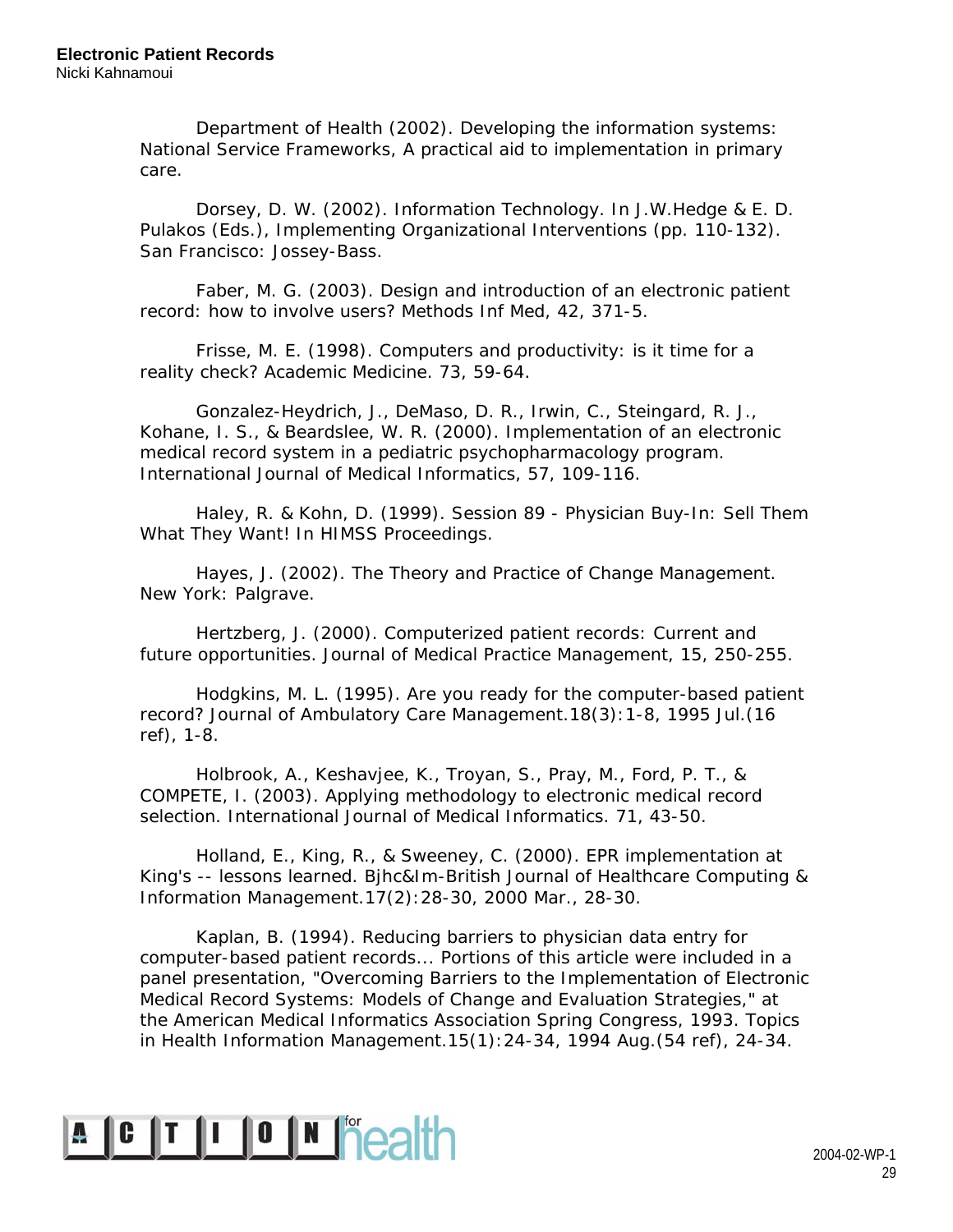Department of Health (2002). Developing the information systems: National Service Frameworks, A practical aid to implementation in primary care.

Dorsey, D. W. (2002). Information Technology. In J.W.Hedge & E. D. Pulakos (Eds.), Implementing Organizational Interventions (pp. 110-132). San Francisco: Jossey-Bass.

Faber, M. G. (2003). Design and introduction of an electronic patient record: how to involve users? Methods Inf Med, 42, 371-5.

Frisse, M. E. (1998). Computers and productivity: is it time for a reality check? Academic Medicine. 73, 59-64.

Gonzalez-Heydrich, J., DeMaso, D. R., Irwin, C., Steingard, R. J., Kohane, I. S., & Beardslee, W. R. (2000). Implementation of an electronic medical record system in a pediatric psychopharmacology program. International Journal of Medical Informatics, 57, 109-116.

Haley, R. & Kohn, D. (1999). Session 89 - Physician Buy-In: Sell Them What They Want! In HIMSS Proceedings.

Hayes, J. (2002). The Theory and Practice of Change Management. New York: Palgrave.

Hertzberg, J. (2000). Computerized patient records: Current and future opportunities. Journal of Medical Practice Management, 15, 250-255.

Hodgkins, M. L. (1995). Are you ready for the computer-based patient record? Journal of Ambulatory Care Management.18(3):1-8, 1995 Jul.(16 ref), 1-8.

Holbrook, A., Keshavjee, K., Troyan, S., Pray, M., Ford, P. T., & COMPETE, I. (2003). Applying methodology to electronic medical record selection. International Journal of Medical Informatics. 71, 43-50.

Holland, E., King, R., & Sweeney, C. (2000). EPR implementation at King's -- lessons learned. Bjhc&Im-British Journal of Healthcare Computing & Information Management.17(2):28-30, 2000 Mar., 28-30.

Kaplan, B. (1994). Reducing barriers to physician data entry for computer-based patient records... Portions of this article were included in a panel presentation, "Overcoming Barriers to the Implementation of Electronic Medical Record Systems: Models of Change and Evaluation Strategies," at the American Medical Informatics Association Spring Congress, 1993. Topics in Health Information Management.15(1):24-34, 1994 Aug.(54 ref), 24-34.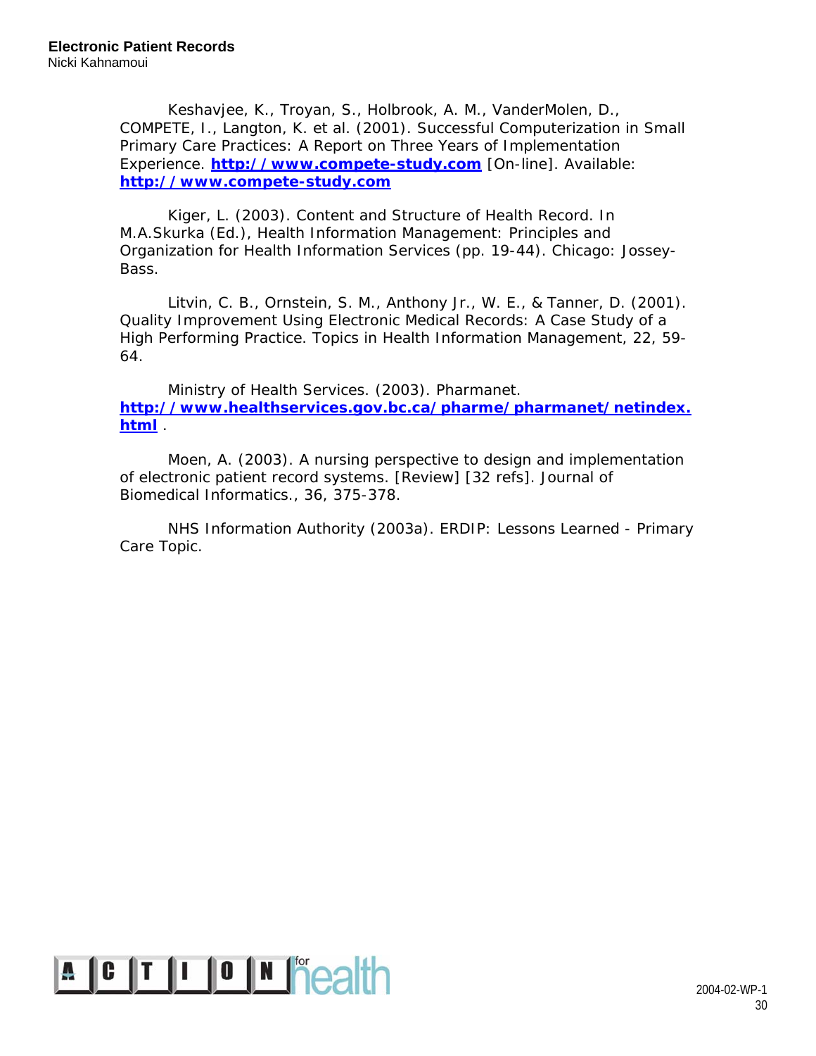Keshavjee, K., Troyan, S., Holbrook, A. M., VanderMolen, D., COMPETE, I., Langton, K. et al. (2001). Successful Computerization in Small Primary Care Practices: A Report on Three Years of Implementation Experience. **http://www.compete-study.com** [On-line]. Available: **http://www.compete-study.com**

Kiger, L. (2003). Content and Structure of Health Record. In M.A.Skurka (Ed.), Health Information Management: Principles and Organization for Health Information Services (pp. 19-44). Chicago: Jossey-Bass.

Litvin, C. B., Ornstein, S. M., Anthony Jr., W. E., & Tanner, D. (2001). Quality Improvement Using Electronic Medical Records: A Case Study of a High Performing Practice. Topics in Health Information Management, 22, 59-64.

Ministry of Health Services. (2003). Pharmanet. **http://www.healthservices.gov.bc.ca/pharme/pharmanet/netindex.html** .

Moen, A. (2003). A nursing perspective to design and implementation of electronic patient record systems. [Review] [32 refs]. Journal of Biomedical Informatics., 36, 375-378.

NHS Information Authority (2003a). ERDIP: Lessons Learned - Primary Care Topic.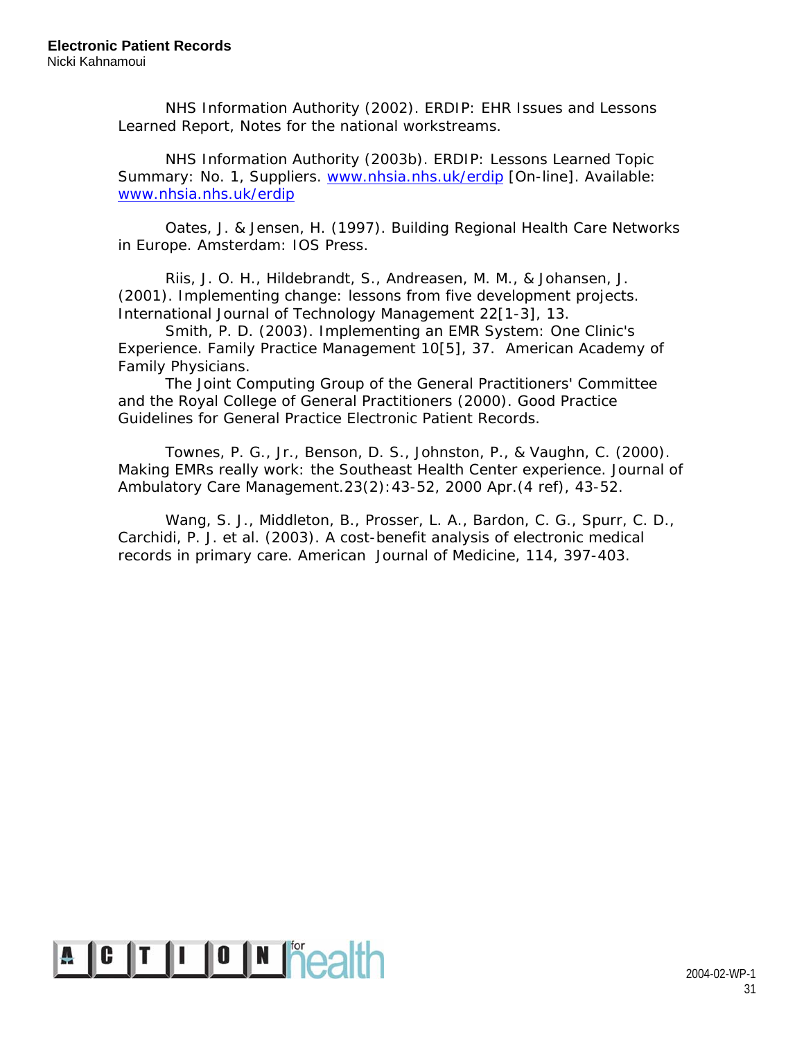NHS Information Authority (2002). ERDIP: EHR Issues and Lessons Learned Report, Notes for the national workstreams.

NHS Information Authority (2003b). ERDIP: Lessons Learned Topic Summary: No. 1, Suppliers. www.nhsia.nhs.uk/erdip [On-line]. Available: www.nhsia.nhs.uk/erdip

Oates, J. & Jensen, H. (1997). Building Regional Health Care Networks in Europe. Amsterdam: IOS Press.

Riis, J. O. H., Hildebrandt, S., Andreasen, M. M., & Johansen, J. (2001). Implementing change: lessons from five development projects. International Journal of Technology Management 22[1-3], 13.

Smith, P. D. (2003). Implementing an EMR System: One Clinic's Experience. Family Practice Management 10[5], 37. American Academy of Family Physicians.

The Joint Computing Group of the General Practitioners' Committee and the Royal College of General Practitioners (2000). Good Practice Guidelines for General Practice Electronic Patient Records.

Townes, P. G., Jr., Benson, D. S., Johnston, P., & Vaughn, C. (2000). Making EMRs really work: the Southeast Health Center experience. Journal of Ambulatory Care Management.23(2):43-52, 2000 Apr.(4 ref), 43-52.

Wang, S. J., Middleton, B., Prosser, L. A., Bardon, C. G., Spurr, C. D., Carchidi, P. J. et al. (2003). A cost-benefit analysis of electronic medical records in primary care. American Journal of Medicine, 114, 397-403.